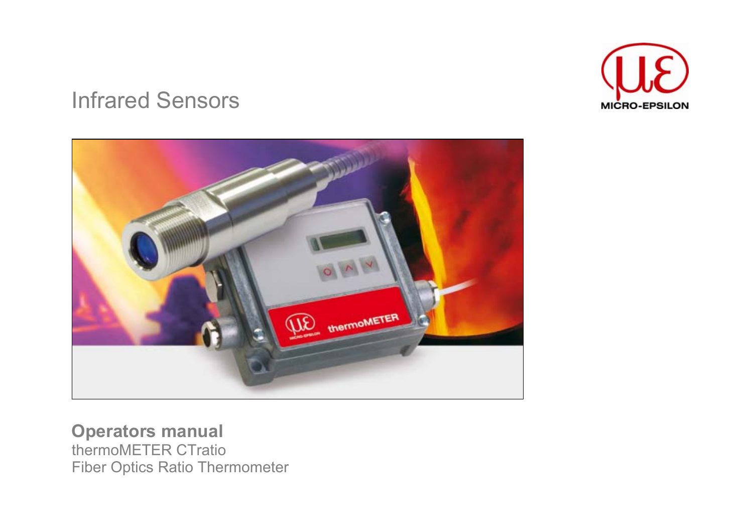# Infrared Sensors

MICRO-EPSILON

**Operators manual**

thermoMETER CTratio

Fiber Optics Ratio Thermometer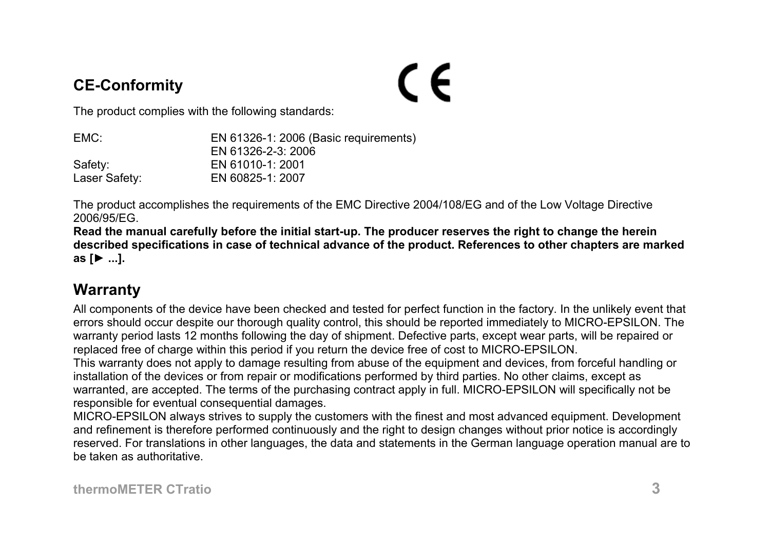## CE-Conformity

The product complies with the following standards:

| | |
|---|---|
| EMC: | EN 61326-1: 2006 (Basic requirements) |
| | EN 61326-2-3: 2006 |
| Safety: | EN 61010-1: 2001 |
| Laser Safety: | EN 60825-1: 2007 |

The product accomplishes the requirements of the EMC Directive 2004/108/EG and of the Low Voltage Directive 2006/95/EG.

**Read the manual carefully before the initial start-up. The producer reserves the right to change the herein described specifications in case of technical advance of the product. References to other chapters are marked as [► ...].**

## Warranty

All components of the device have been checked and tested for perfect function in the factory. In the unlikely event that errors should occur despite our thorough quality control, this should be reported immediately to MICRO-EPSILON. The warranty period lasts 12 months following the day of shipment. Defective parts, except wear parts, will be repaired or replaced free of charge within this period if you return the device free of cost to MICRO-EPSILON.

This warranty does not apply to damage resulting from abuse of the equipment and devices, from forceful handling or installation of the devices or from repair or modifications performed by third parties. No other claims, except as warranted, are accepted. The terms of the purchasing contract apply in full. MICRO-EPSILON will specifically not be responsible for eventual consequential damages.

MICRO-EPSILON always strives to supply the customers with the finest and most advanced equipment. Development and refinement is therefore performed continuously and the right to design changes without prior notice is accordingly reserved. For translations in other languages, the data and statements in the German language operation manual are to be taken as authoritative.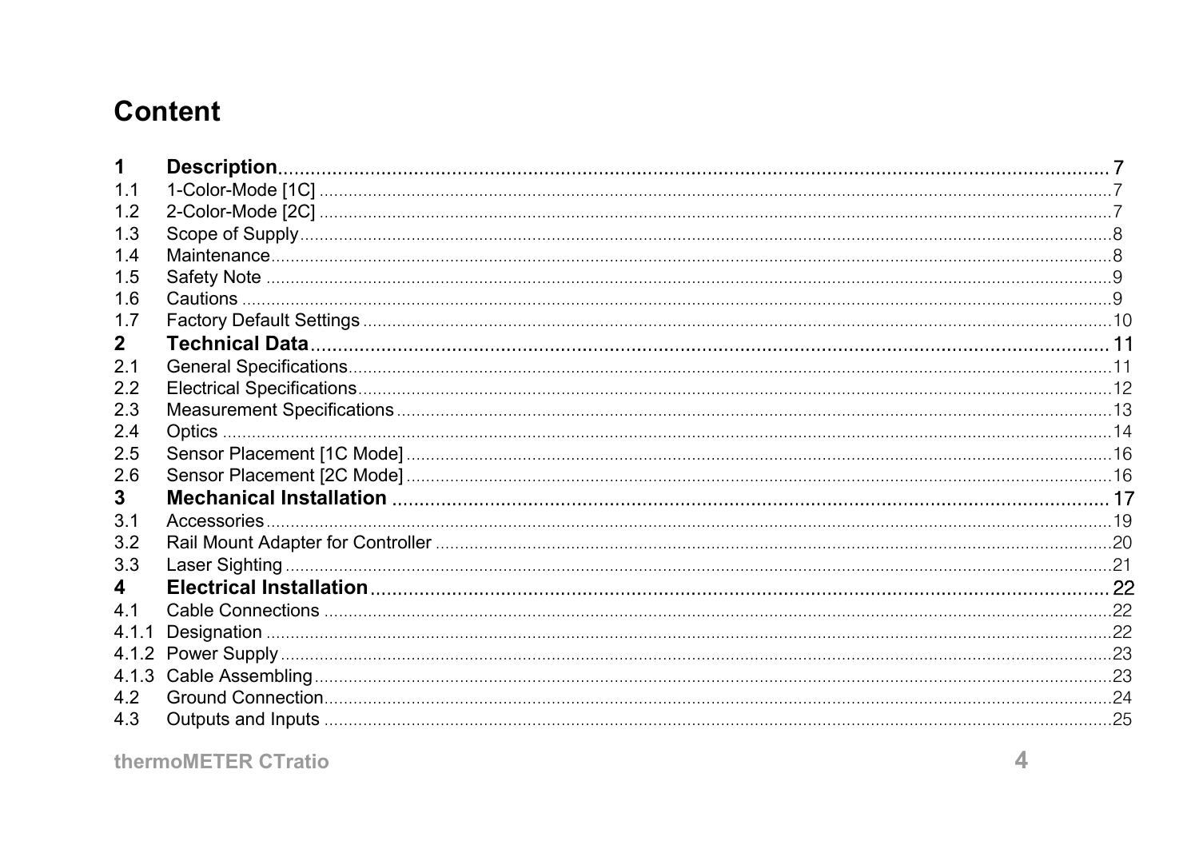# Content

| | | |
|---|---|---|
| **1** | **Description** | **7** |
| 1.1 | 1-Color-Mode [1C] | 7 |
| 1.2 | 2-Color-Mode [2C] | 7 |
| 1.3 | Scope of Supply | 8 |
| 1.4 | Maintenance | 8 |
| 1.5 | Safety Note | 9 |
| 1.6 | Cautions | 9 |
| 1.7 | Factory Default Settings | 10 |
| **2** | **Technical Data** | **11** |
| 2.1 | General Specifications | 11 |
| 2.2 | Electrical Specifications | 12 |
| 2.3 | Measurement Specifications | 13 |
| 2.4 | Optics | 14 |
| 2.5 | Sensor Placement [1C Mode] | 16 |
| 2.6 | Sensor Placement [2C Mode] | 16 |
| **3** | **Mechanical Installation** | **17** |
| 3.1 | Accessories | 19 |
| 3.2 | Rail Mount Adapter for Controller | 20 |
| 3.3 | Laser Sighting | 21 |
| **4** | **Electrical Installation** | **22** |
| 4.1 | Cable Connections | 22 |
| 4.1.1 | Designation | 22 |
| 4.1.2 | Power Supply | 23 |
| 4.1.3 | Cable Assembling | 23 |
| 4.2 | Ground Connection | 24 |
| 4.3 | Outputs and Inputs | 25 |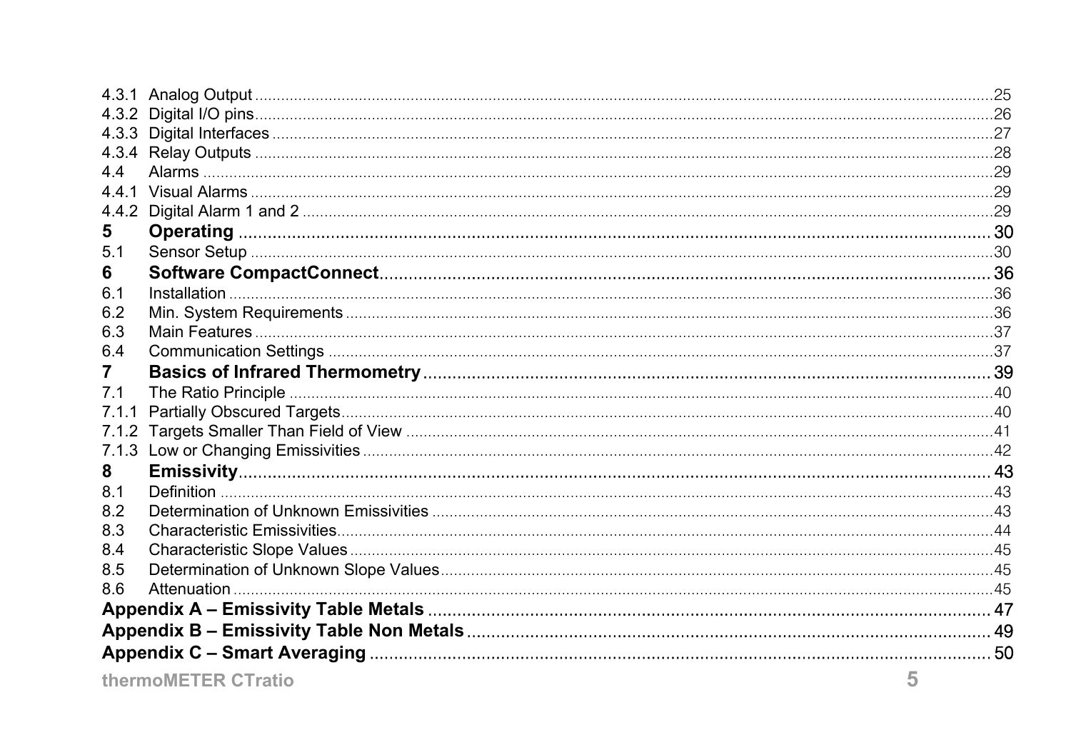4.3.1 Analog Output ........................................................................ 25
4.3.2 Digital I/O pins ........................................................................ 26
4.3.3 Digital Interfaces ........................................................................ 27
4.3.4 Relay Outputs ........................................................................ 28
4.4 Alarms ........................................................................ 29
4.4.1 Visual Alarms ........................................................................ 29
4.4.2 Digital Alarm 1 and 2 ........................................................................ 29

**5 Operating ........................................................................ 30**

5.1 Sensor Setup ........................................................................ 30

**6 Software CompactConnect ........................................................................ 36**

6.1 Installation ........................................................................ 36
6.2 Min. System Requirements ........................................................................ 36
6.3 Main Features ........................................................................ 37
6.4 Communication Settings ........................................................................ 37

**7 Basics of Infrared Thermometry ........................................................................ 39**

7.1 The Ratio Principle ........................................................................ 40
7.1.1 Partially Obscured Targets ........................................................................ 40
7.1.2 Targets Smaller Than Field of View ........................................................................ 41
7.1.3 Low or Changing Emissivities ........................................................................ 42

**8 Emissivity ........................................................................ 43**

8.1 Definition ........................................................................ 43
8.2 Determination of Unknown Emissivities ........................................................................ 43
8.3 Characteristic Emissivities ........................................................................ 44
8.4 Characteristic Slope Values ........................................................................ 45
8.5 Determination of Unknown Slope Values ........................................................................ 45
8.6 Attenuation ........................................................................ 45

**Appendix A – Emissivity Table Metals ........................................................................ 47**

**Appendix B – Emissivity Table Non Metals ........................................................................ 49**

**Appendix C – Smart Averaging ........................................................................ 50**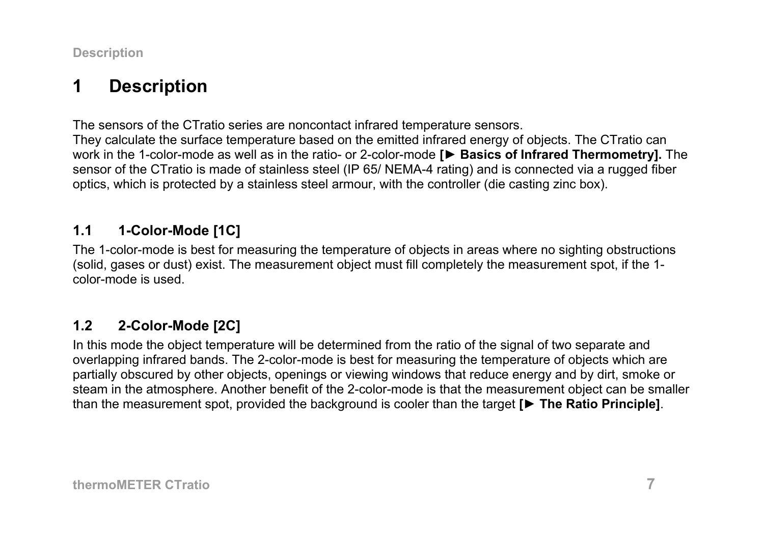# 1 Description

The sensors of the CTratio series are noncontact infrared temperature sensors.
They calculate the surface temperature based on the emitted infrared energy of objects. The CTratio can work in the 1-color-mode as well as in the ratio- or 2-color-mode **[► Basics of Infrared Thermometry].** The sensor of the CTratio is made of stainless steel (IP 65/ NEMA-4 rating) and is connected via a rugged fiber optics, which is protected by a stainless steel armour, with the controller (die casting zinc box).

## 1.1 1-Color-Mode [1C]

The 1-color-mode is best for measuring the temperature of objects in areas where no sighting obstructions (solid, gases or dust) exist. The measurement object must fill completely the measurement spot, if the 1-color-mode is used.

## 1.2 2-Color-Mode [2C]

In this mode the object temperature will be determined from the ratio of the signal of two separate and overlapping infrared bands. The 2-color-mode is best for measuring the temperature of objects which are partially obscured by other objects, openings or viewing windows that reduce energy and by dirt, smoke or steam in the atmosphere. Another benefit of the 2-color-mode is that the measurement object can be smaller than the measurement spot, provided the background is cooler than the target **[► The Ratio Principle]**.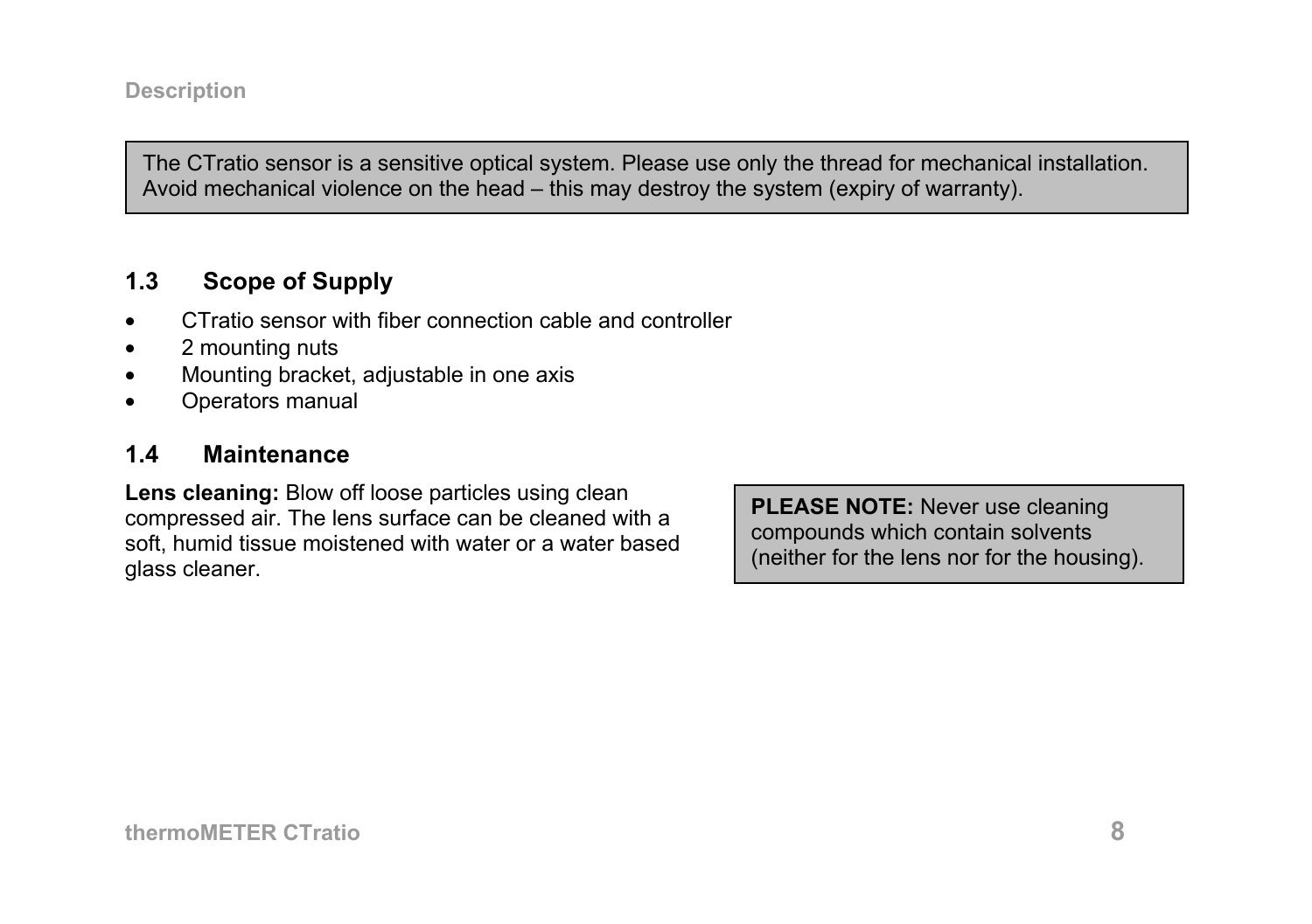The CTratio sensor is a sensitive optical system. Please use only the thread for mechanical installation. Avoid mechanical violence on the head – this may destroy the system (expiry of warranty).

## 1.3 Scope of Supply

- CTratio sensor with fiber connection cable and controller
- 2 mounting nuts
- Mounting bracket, adjustable in one axis
- Operators manual

## 1.4 Maintenance

**Lens cleaning:** Blow off loose particles using clean compressed air. The lens surface can be cleaned with a soft, humid tissue moistened with water or a water based glass cleaner.

**PLEASE NOTE:** Never use cleaning compounds which contain solvents (neither for the lens nor for the housing).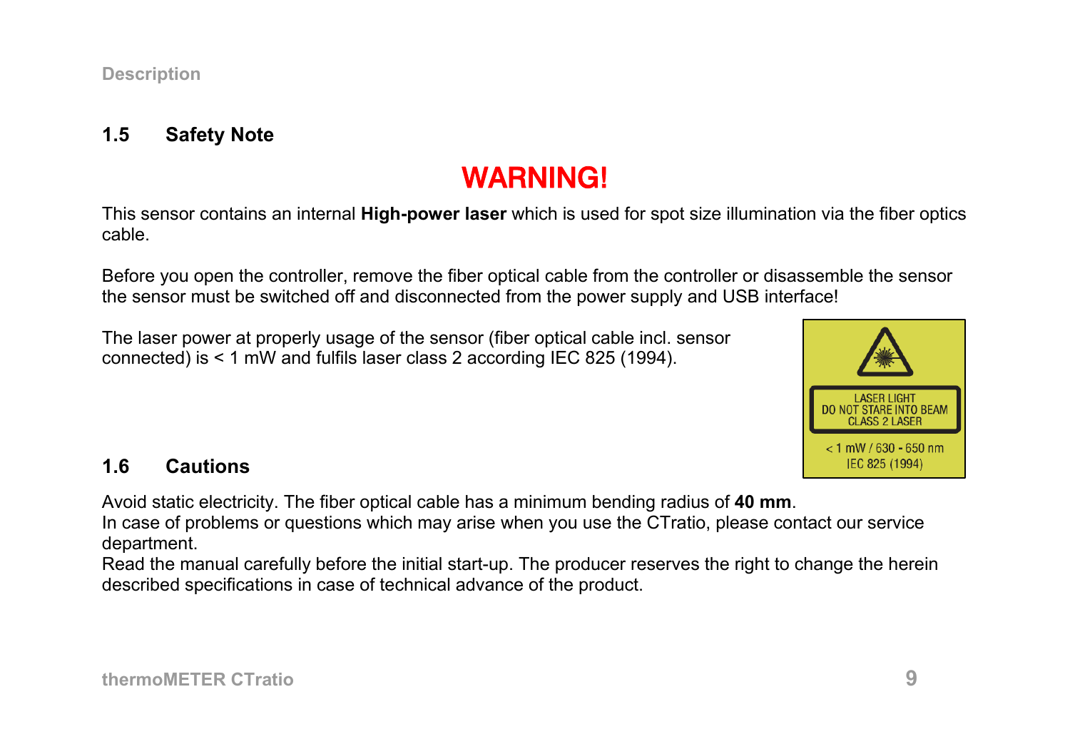## 1.5 Safety Note

**WARNING!**

This sensor contains an internal **High-power laser** which is used for spot size illumination via the fiber optics cable.

Before you open the controller, remove the fiber optical cable from the controller or disassemble the sensor the sensor must be switched off and disconnected from the power supply and USB interface!

The laser power at properly usage of the sensor (fiber optical cable incl. sensor connected) is < 1 mW and fulfils laser class 2 according IEC 825 (1994).

LASER LIGHT
DO NOT STARE INTO BEAM
CLASS 2 LASER

< 1 mW / 630 - 650 nm
IEC 825 (1994)

## 1.6 Cautions

Avoid static electricity. The fiber optical cable has a minimum bending radius of **40 mm**.
In case of problems or questions which may arise when you use the CTratio, please contact our service department.
Read the manual carefully before the initial start-up. The producer reserves the right to change the herein described specifications in case of technical advance of the product.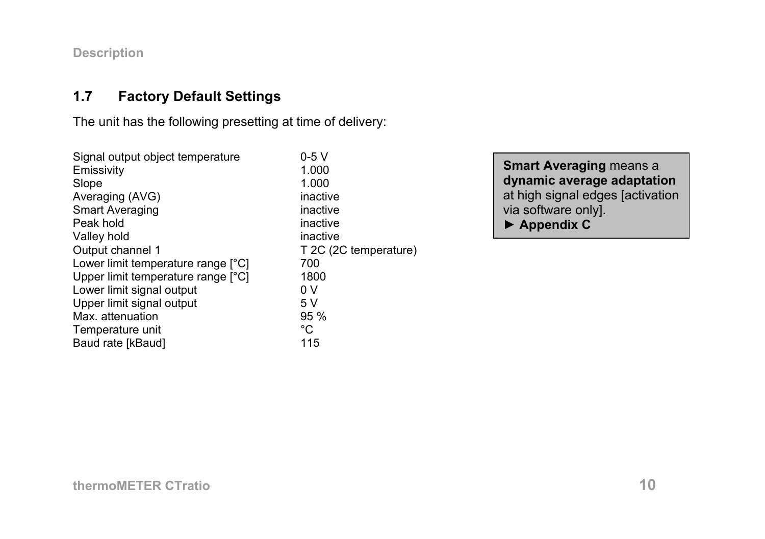## 1.7 Factory Default Settings

The unit has the following presetting at time of delivery:

| | |
|---|---|
| Signal output object temperature | 0-5 V |
| Emissivity | 1.000 |
| Slope | 1.000 |
| Averaging (AVG) | inactive |
| Smart Averaging | inactive |
| Peak hold | inactive |
| Valley hold | inactive |
| Output channel 1 | T 2C (2C temperature) |
| Lower limit temperature range [°C] | 700 |
| Upper limit temperature range [°C] | 1800 |
| Lower limit signal output | 0 V |
| Upper limit signal output | 5 V |
| Max. attenuation | 95 % |
| Temperature unit | °C |
| Baud rate [kBaud] | 115 |

**Smart Averaging** means a **dynamic average adaptation** at high signal edges [activation via software only].
► **Appendix C**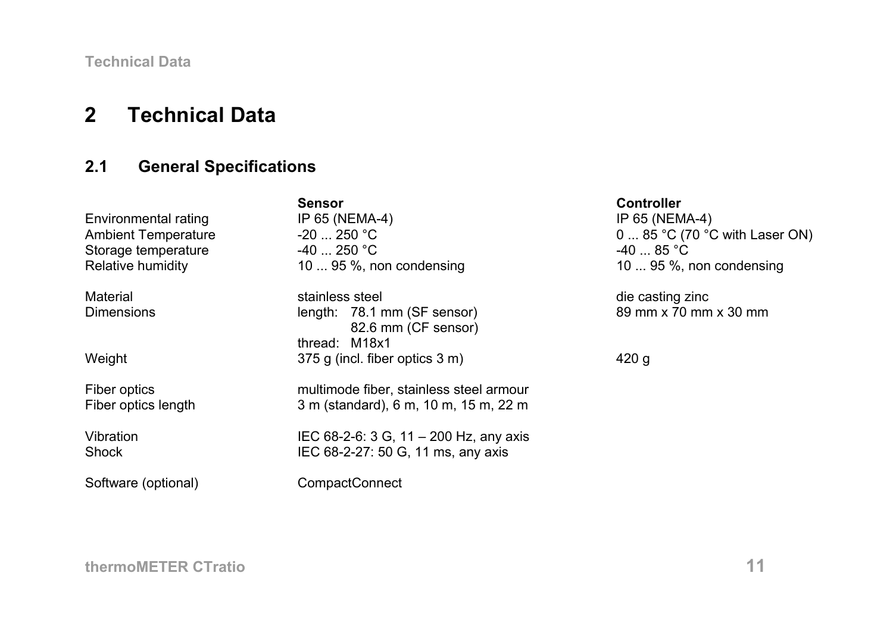# 2 Technical Data

## 2.1 General Specifications

| | Sensor | Controller |
|---|---|---|
| Environmental rating | IP 65 (NEMA-4) | IP 65 (NEMA-4) |
| Ambient Temperature | -20 ... 250 °C | 0 ... 85 °C (70 °C with Laser ON) |
| Storage temperature | -40 ... 250 °C | -40 ... 85 °C |
| Relative humidity | 10 ... 95 %, non condensing | 10 ... 95 %, non condensing |
| Material | stainless steel | die casting zinc |
| Dimensions | length: 78.1 mm (SF sensor)<br>82.6 mm (CF sensor)<br>thread: M18x1 | 89 mm x 70 mm x 30 mm |
| Weight | 375 g (incl. fiber optics 3 m) | 420 g |
| Fiber optics | multimode fiber, stainless steel armour | |
| Fiber optics length | 3 m (standard), 6 m, 10 m, 15 m, 22 m | |
| Vibration | IEC 68-2-6: 3 G, 11 – 200 Hz, any axis | |
| Shock | IEC 68-2-27: 50 G, 11 ms, any axis | |
| Software (optional) | CompactConnect | |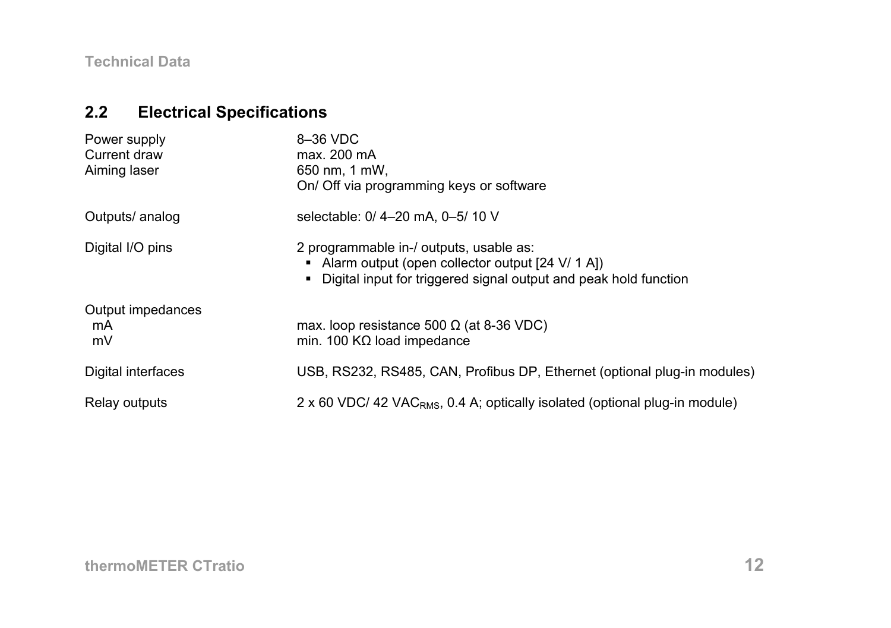## 2.2 Electrical Specifications

| | |
|---|---|
| Power supply | 8–36 VDC |
| Current draw | max. 200 mA |
| Aiming laser | 650 nm, 1 mW,<br>On/ Off via programming keys or software |
| Outputs/ analog | selectable: 0/ 4–20 mA, 0–5/ 10 V |
| Digital I/O pins | 2 programmable in-/ outputs, usable as:<br>▪ Alarm output (open collector output [24 V/ 1 A])<br>▪ Digital input for triggered signal output and peak hold function |
| Output impedances | |
| mA | max. loop resistance 500 Ω (at 8-36 VDC) |
| mV | min. 100 KΩ load impedance |
| Digital interfaces | USB, RS232, RS485, CAN, Profibus DP, Ethernet (optional plug-in modules) |
| Relay outputs | 2 x 60 VDC/ 42 $VAC_{RMS}$, 0.4 A; optically isolated (optional plug-in module) |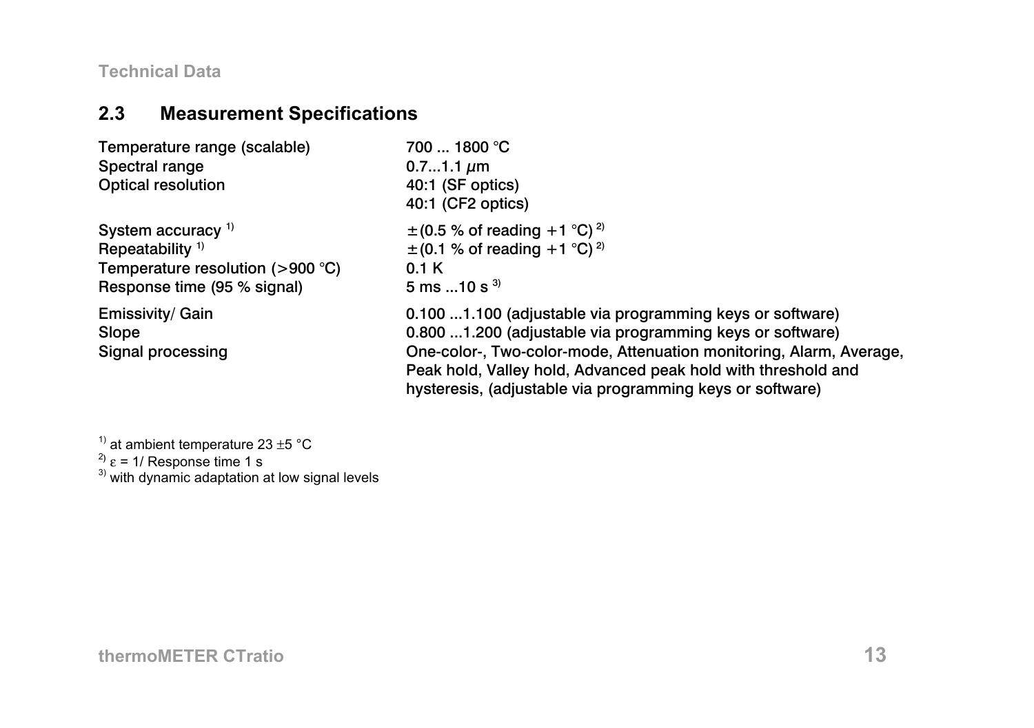## 2.3 Measurement Specifications

| | |
|---|---|
| Temperature range (scalable) | 700 ... 1800 °C |
| Spectral range | 0.7...1.1 µm |
| Optical resolution | 40:1 (SF optics)<br>40:1 (CF2 optics) |
| System accuracy [1] | ±(0.5 % of reading +1 °C) [2] |
| Repeatability [1] | ±(0.1 % of reading +1 °C) [2] |
| Temperature resolution (>900 °C) | 0.1 K |
| Response time (95 % signal) | 5 ms ...10 s [3] |
| Emissivity/ Gain | 0.100 ...1.100 (adjustable via programming keys or software) |
| Slope | 0.800 ...1.200 (adjustable via programming keys or software) |
| Signal processing | One-color-, Two-color-mode, Attenuation monitoring, Alarm, Average, Peak hold, Valley hold, Advanced peak hold with threshold and hysteresis, (adjustable via programming keys or software) |

[1] at ambient temperature 23 ±5 °C
[2] $\varepsilon$ = 1/ Response time 1 s
[3] with dynamic adaptation at low signal levels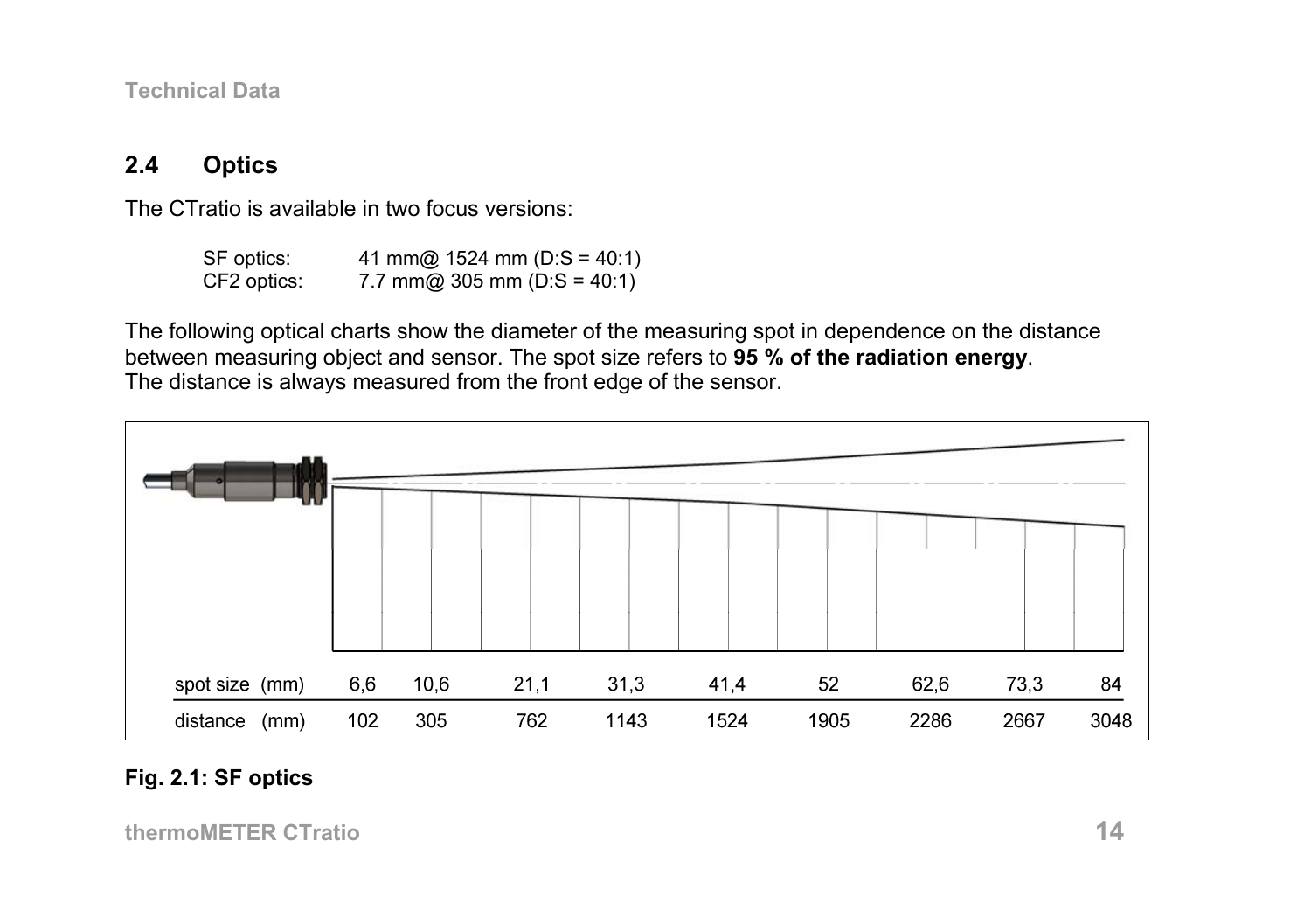## 2.4 Optics

The CTratio is available in two focus versions:

SF optics: 41 mm@ 1524 mm (D:S = 40:1)
CF2 optics: 7.7 mm@ 305 mm (D:S = 40:1)

The following optical charts show the diameter of the measuring spot in dependence on the distance between measuring object and sensor. The spot size refers to **95 % of the radiation energy**.
The distance is always measured from the front edge of the sensor.

| spot size (mm) | 6,6 | 10,6 | 21,1 | 31,3 | 41,4 | 52 | 62,6 | 73,3 | 84 |
|---|---|---|---|---|---|---|---|---|---|
| distance (mm) | 102 | 305 | 762 | 1143 | 1524 | 1905 | 2286 | 2667 | 3048 |

**Fig. 2.1: SF optics**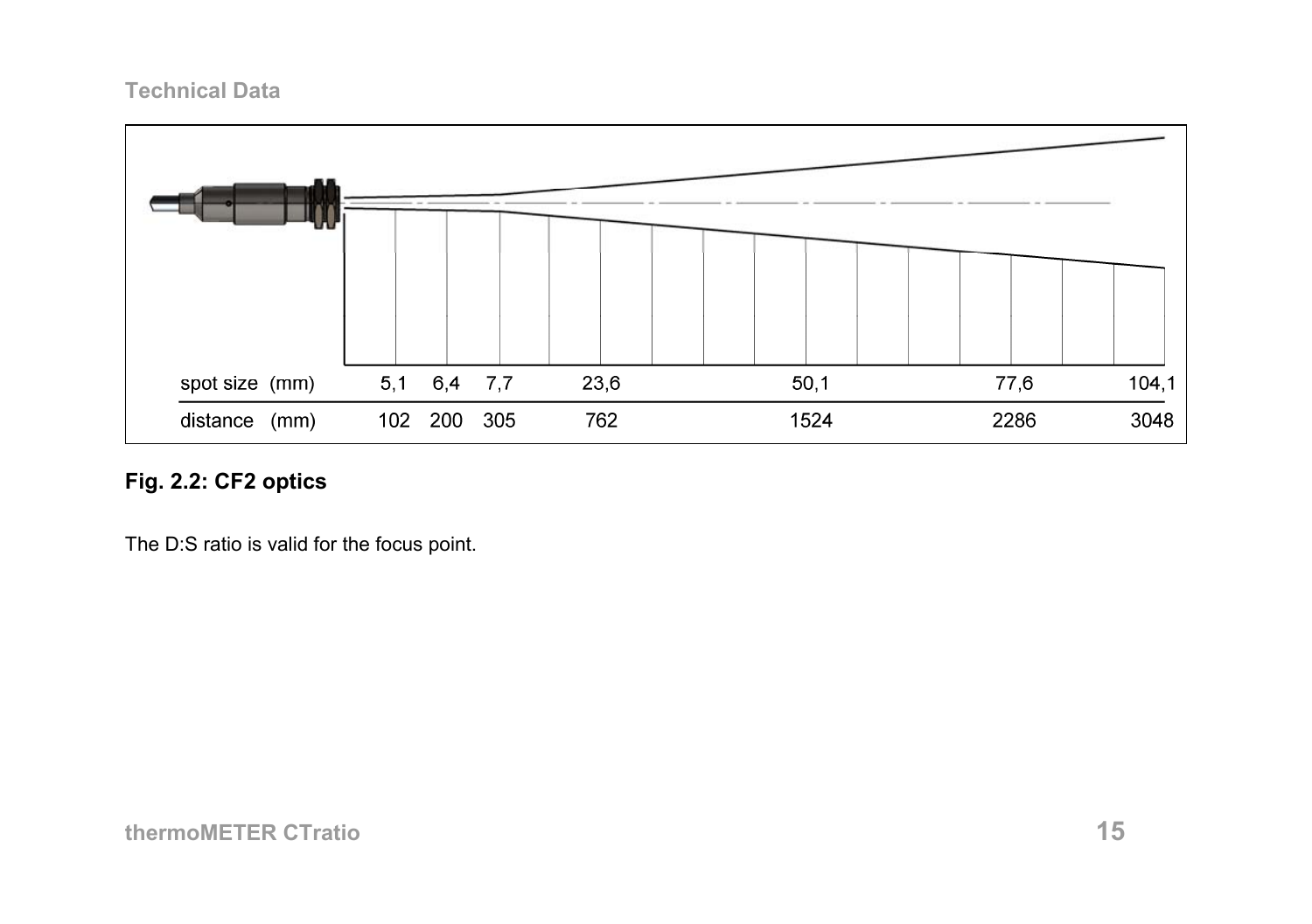| spot size (mm) | 5,1 | 6,4 | 7,7 | 23,6 | 50,1 | 77,6 | 104,1 |
|---|---|---|---|---|---|---|---|
| distance (mm) | 102 | 200 | 305 | 762 | 1524 | 2286 | 3048 |

**Fig. 2.2: CF2 optics**

The D:S ratio is valid for the focus point.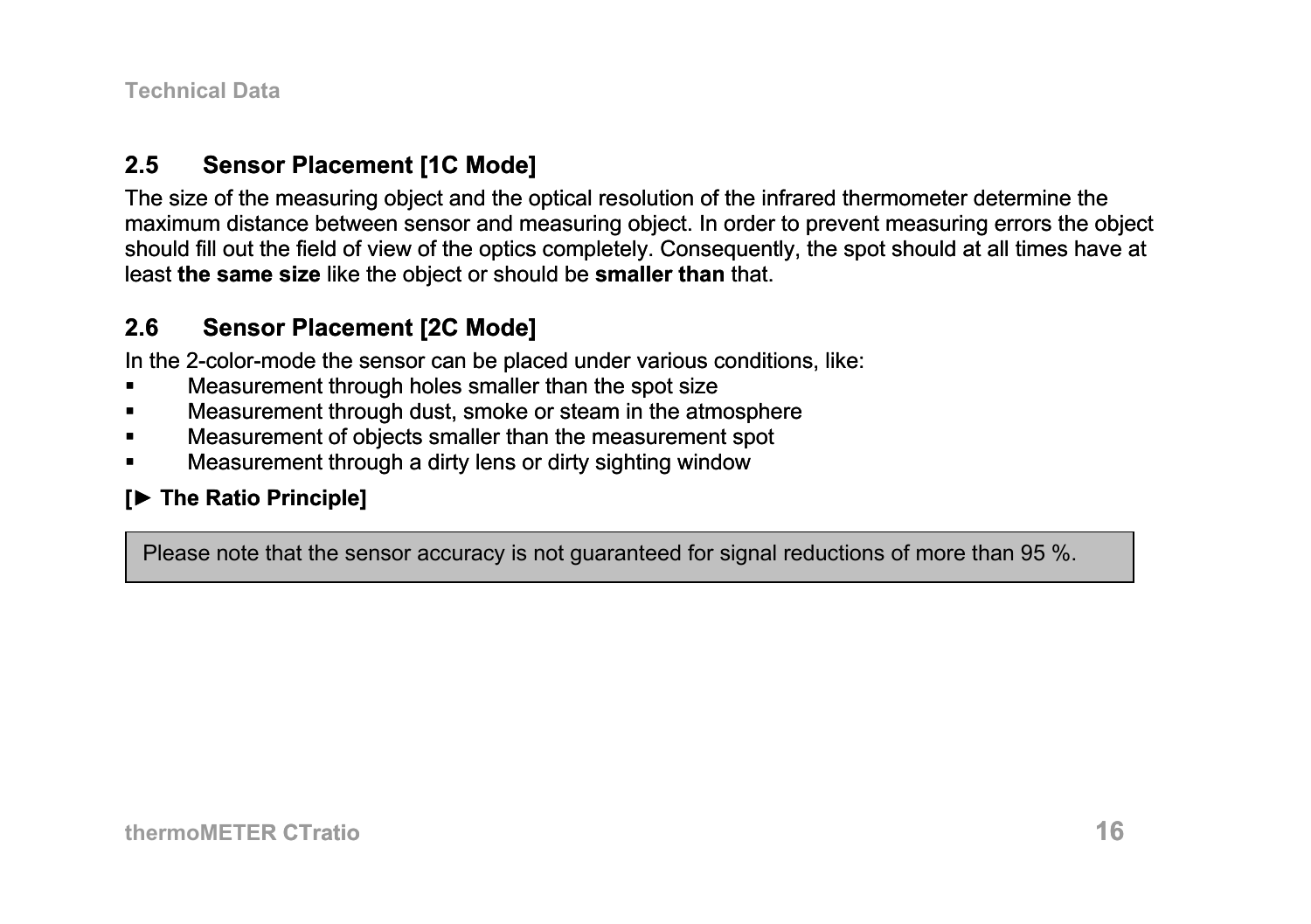## 2.5 Sensor Placement [1C Mode]

The size of the measuring object and the optical resolution of the infrared thermometer determine the maximum distance between sensor and measuring object. In order to prevent measuring errors the object should fill out the field of view of the optics completely. Consequently, the spot should at all times have at least **the same size** like the object or should be **smaller than** that.

## 2.6 Sensor Placement [2C Mode]

In the 2-color-mode the sensor can be placed under various conditions, like:

- Measurement through holes smaller than the spot size
- Measurement through dust, smoke or steam in the atmosphere
- Measurement of objects smaller than the measurement spot
- Measurement through a dirty lens or dirty sighting window

**[► The Ratio Principle]**

> Please note that the sensor accuracy is not guaranteed for signal reductions of more than 95 %.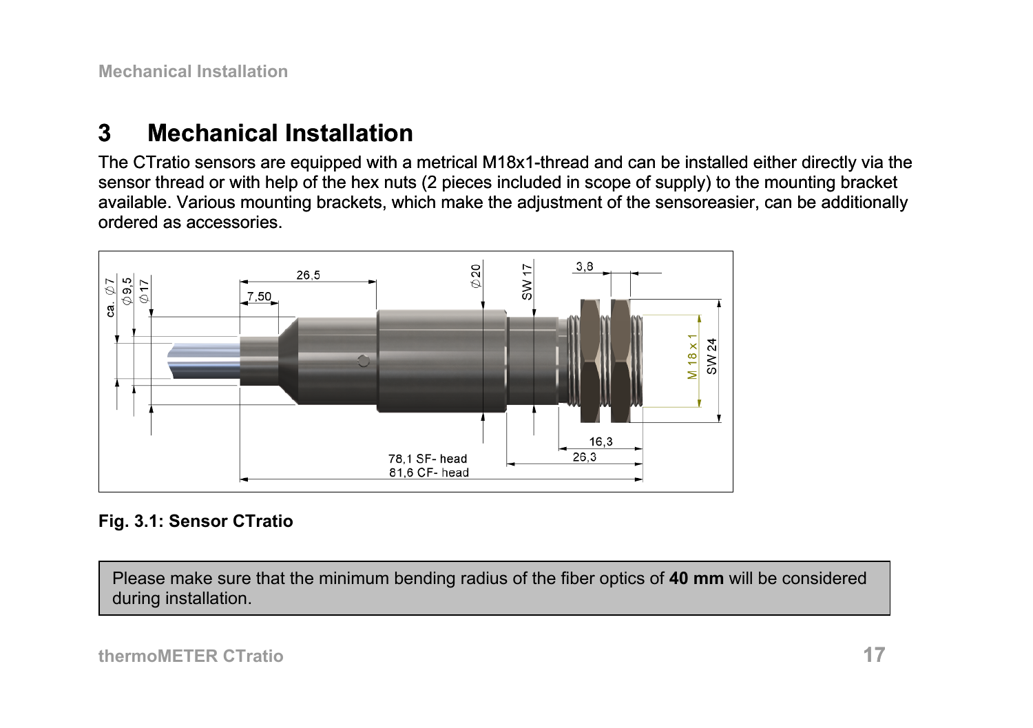# 3 Mechanical Installation

The CTratio sensors are equipped with a metrical M18x1-thread and can be installed either directly via the sensor thread or with help of the hex nuts (2 pieces included in scope of supply) to the mounting bracket available. Various mounting brackets, which make the adjustment of the sensoreasier, can be additionally ordered as accessories.

**Fig. 3.1: Sensor CTratio**

Please make sure that the minimum bending radius of the fiber optics of **40 mm** will be considered during installation.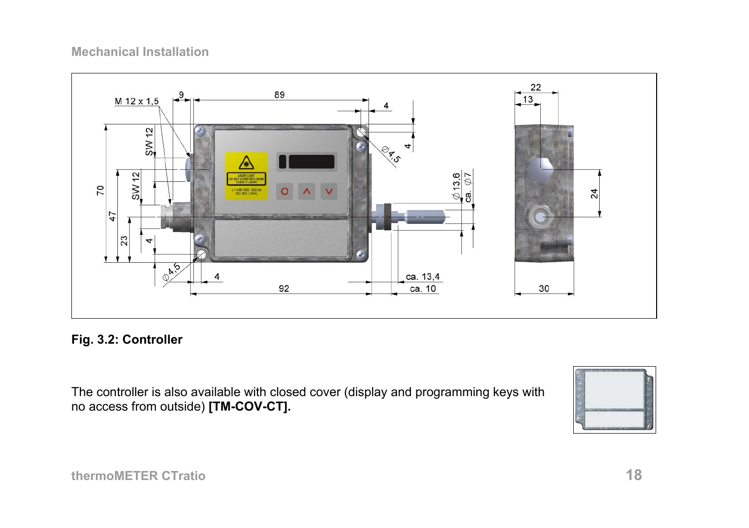## Mechanical Installation

**Fig. 3.2: Controller**

The controller is also available with closed cover (display and programming keys with no access from outside) **[TM-COV-CT].**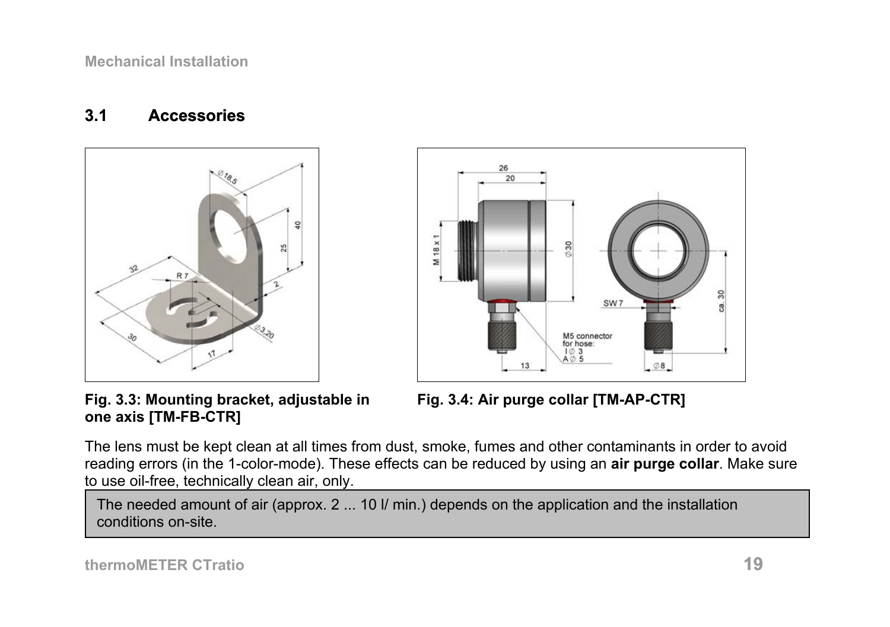## 3.1 Accessories

Fig. 3.3: Mounting bracket, adjustable in one axis [TM-FB-CTR]

Fig. 3.4: Air purge collar [TM-AP-CTR]

The lens must be kept clean at all times from dust, smoke, fumes and other contaminants in order to avoid reading errors (in the 1-color-mode). These effects can be reduced by using an **air purge collar**. Make sure to use oil-free, technically clean air, only.

> The needed amount of air (approx. 2 ... 10 l/ min.) depends on the application and the installation conditions on-site.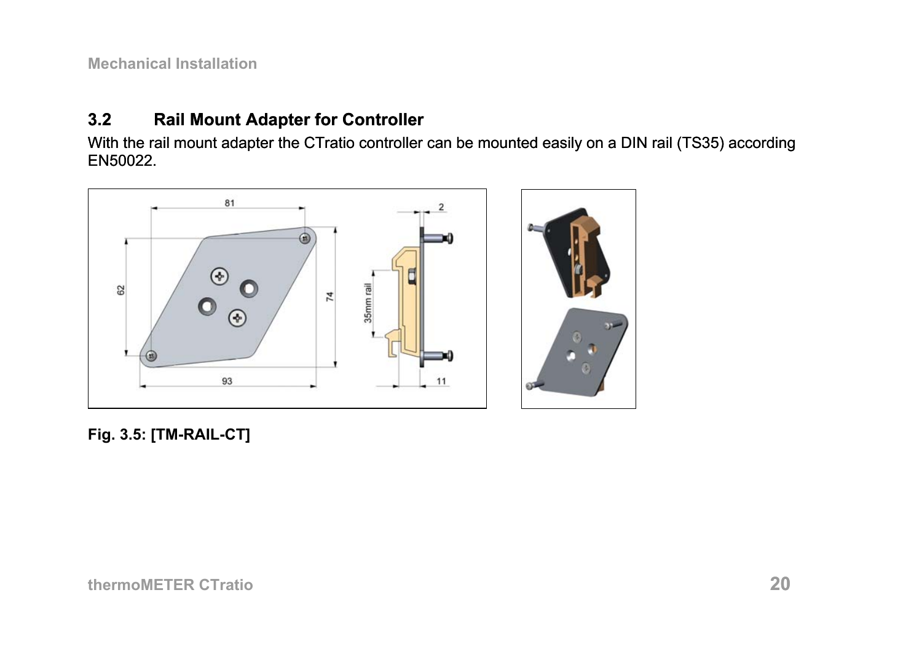## 3.2 Rail Mount Adapter for Controller

With the rail mount adapter the CTratio controller can be mounted easily on a DIN rail (TS35) according EN50022.

**Fig. 3.5: [TM-RAIL-CT]**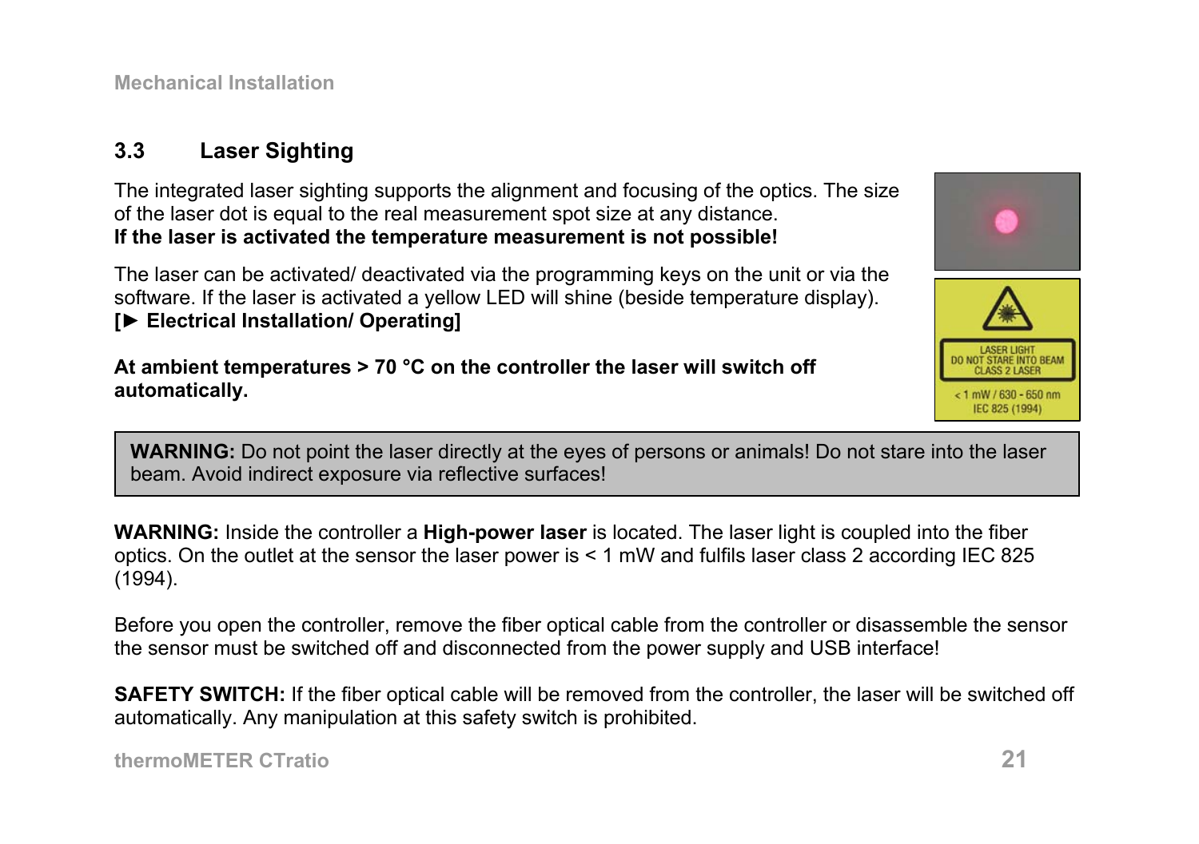## 3.3 Laser Sighting

The integrated laser sighting supports the alignment and focusing of the optics. The size of the laser dot is equal to the real measurement spot size at any distance.
**If the laser is activated the temperature measurement is not possible!**

The laser can be activated/ deactivated via the programming keys on the unit or via the software. If the laser is activated a yellow LED will shine (beside temperature display).
**[► Electrical Installation/ Operating]**

**At ambient temperatures > 70 °C on the controller the laser will switch off automatically.**

LASER LIGHT
DO NOT STARE INTO BEAM
CLASS 2 LASER
< 1 mW / 630 - 650 nm
IEC 825 (1994)

**WARNING:** Do not point the laser directly at the eyes of persons or animals! Do not stare into the laser beam. Avoid indirect exposure via reflective surfaces!

**WARNING:** Inside the controller a **High-power laser** is located. The laser light is coupled into the fiber optics. On the outlet at the sensor the laser power is < 1 mW and fulfils laser class 2 according IEC 825 (1994).

Before you open the controller, remove the fiber optical cable from the controller or disassemble the sensor the sensor must be switched off and disconnected from the power supply and USB interface!

**SAFETY SWITCH:** If the fiber optical cable will be removed from the controller, the laser will be switched off automatically. Any manipulation at this safety switch is prohibited.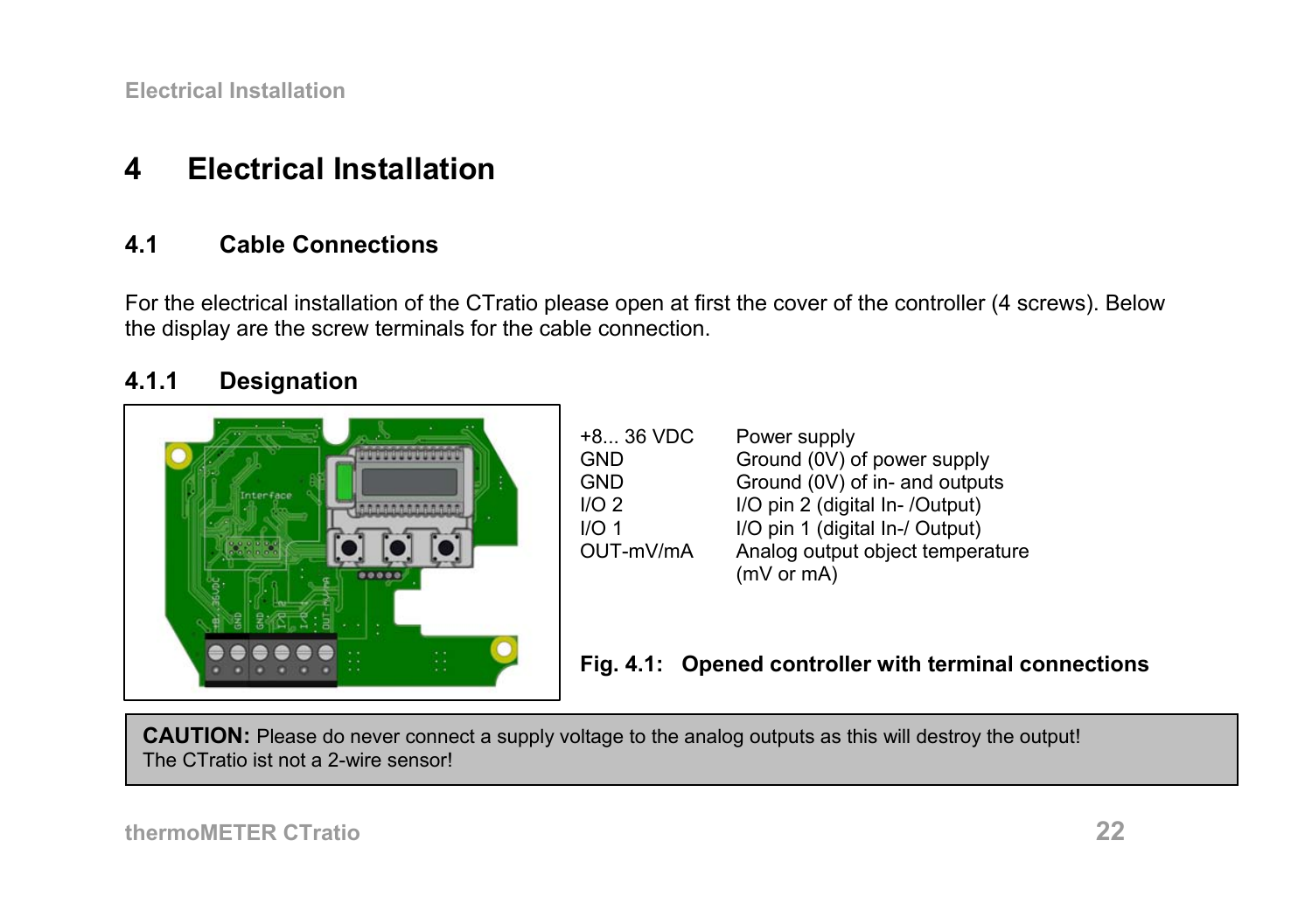# 4 Electrical Installation

## 4.1 Cable Connections

For the electrical installation of the CTratio please open at first the cover of the controller (4 screws). Below the display are the screw terminals for the cable connection.

### 4.1.1 Designation

| | |
|---|---|
| +8... 36 VDC | Power supply |
| GND | Ground (0V) of power supply |
| GND | Ground (0V) of in- and outputs |
| I/O 2 | I/O pin 2 (digital In- /Output) |
| I/O 1 | I/O pin 1 (digital In-/ Output) |
| OUT-mV/mA | Analog output object temperature (mV or mA) |

**Fig. 4.1: Opened controller with terminal connections**

**CAUTION:** Please do never connect a supply voltage to the analog outputs as this will destroy the output! The CTratio ist not a 2-wire sensor!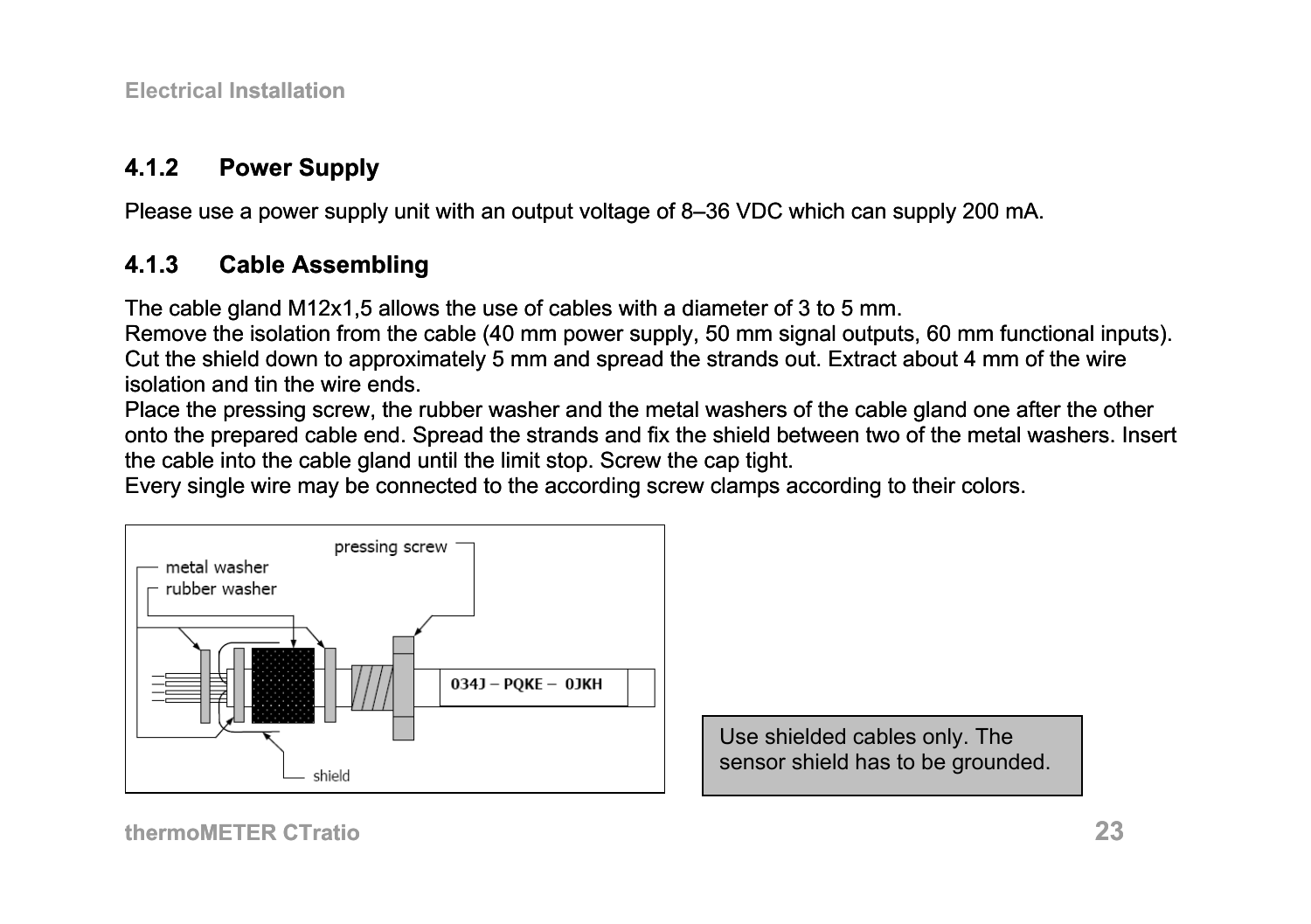### 4.1.2 Power Supply

Please use a power supply unit with an output voltage of 8–36 VDC which can supply 200 mA.

### 4.1.3 Cable Assembling

The cable gland M12x1,5 allows the use of cables with a diameter of 3 to 5 mm.
Remove the isolation from the cable (40 mm power supply, 50 mm signal outputs, 60 mm functional inputs).
Cut the shield down to approximately 5 mm and spread the strands out. Extract about 4 mm of the wire isolation and tin the wire ends.
Place the pressing screw, the rubber washer and the metal washers of the cable gland one after the other onto the prepared cable end. Spread the strands and fix the shield between two of the metal washers. Insert the cable into the cable gland until the limit stop. Screw the cap tight.
Every single wire may be connected to the according screw clamps according to their colors.

metal washer
rubber washer
pressing screw
034J – PQKE – 0JKH
shield

Use shielded cables only. The sensor shield has to be grounded.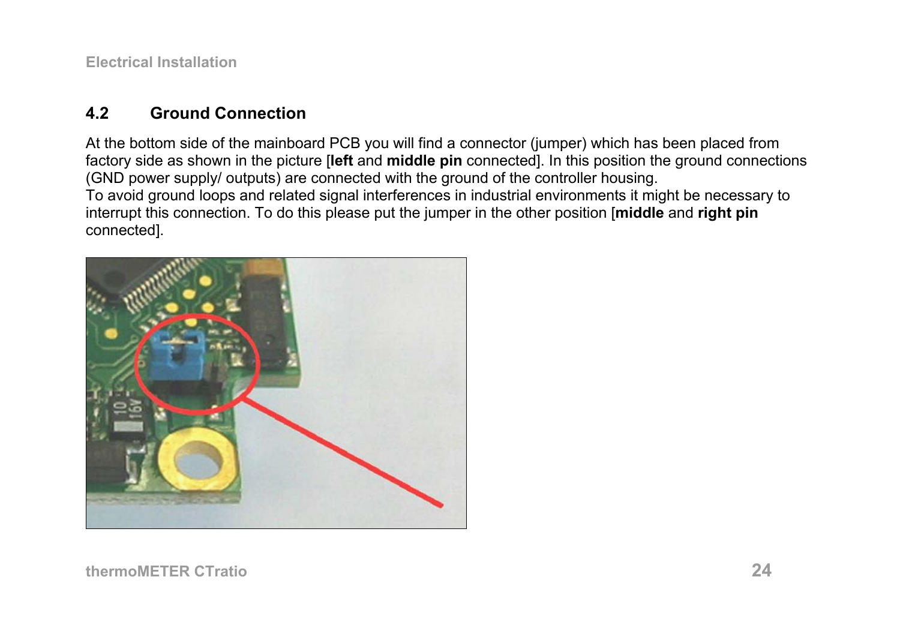## 4.2 Ground Connection

At the bottom side of the mainboard PCB you will find a connector (jumper) which has been placed from factory side as shown in the picture [**left** and **middle pin** connected]. In this position the ground connections (GND power supply/ outputs) are connected with the ground of the controller housing.
To avoid ground loops and related signal interferences in industrial environments it might be necessary to interrupt this connection. To do this please put the jumper in the other position [**middle** and **right pin** connected].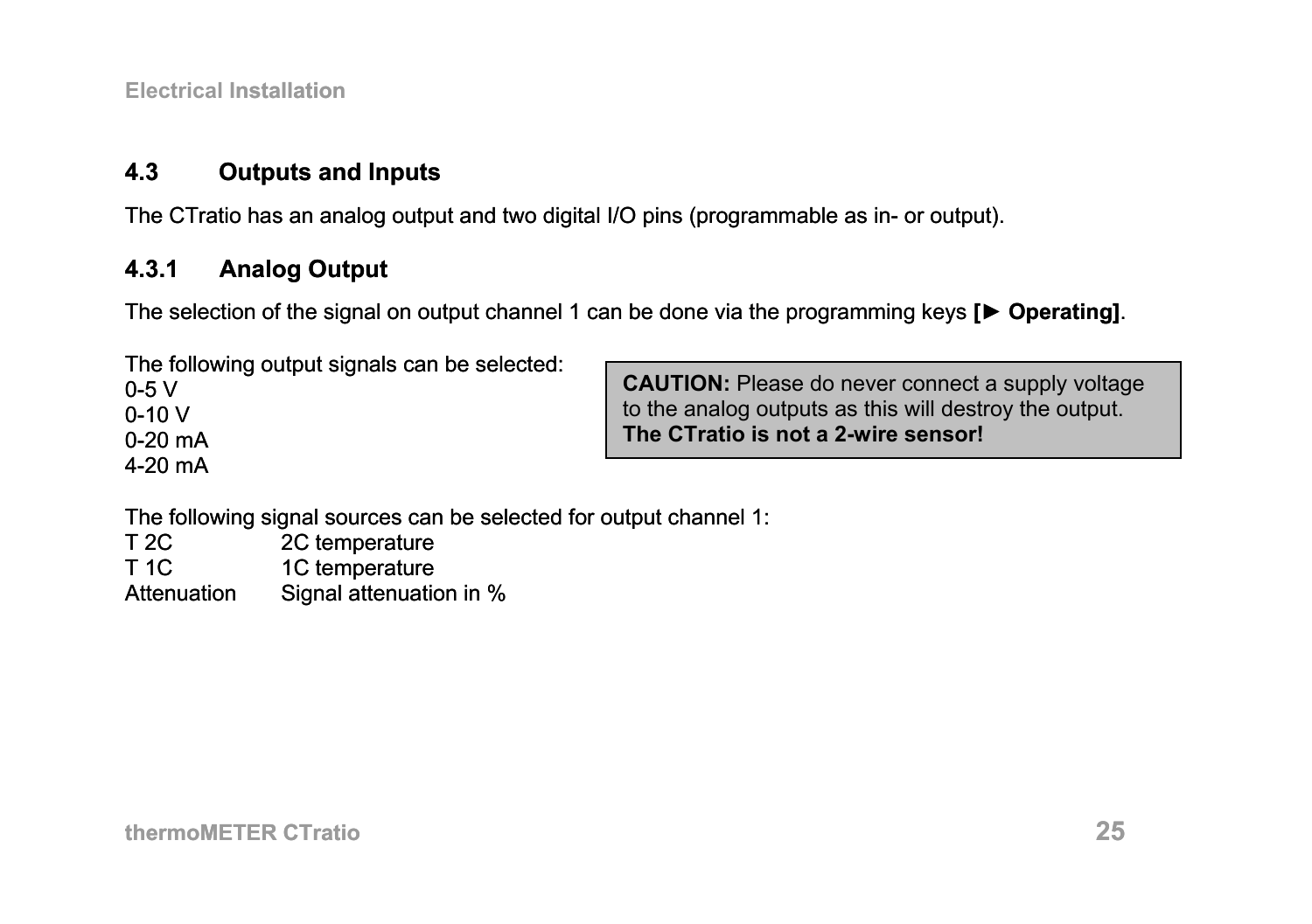## 4.3 Outputs and Inputs

The CTratio has an analog output and two digital I/O pins (programmable as in- or output).

### 4.3.1 Analog Output

The selection of the signal on output channel 1 can be done via the programming keys **[► Operating]**.

The following output signals can be selected:
0-5 V
0-10 V
0-20 mA
4-20 mA

> **CAUTION:** Please do never connect a supply voltage to the analog outputs as this will destroy the output. **The CTratio is not a 2-wire sensor!**

The following signal sources can be selected for output channel 1:

| | |
|---|---|
| T 2C | 2C temperature |
| T 1C | 1C temperature |
| Attenuation | Signal attenuation in % |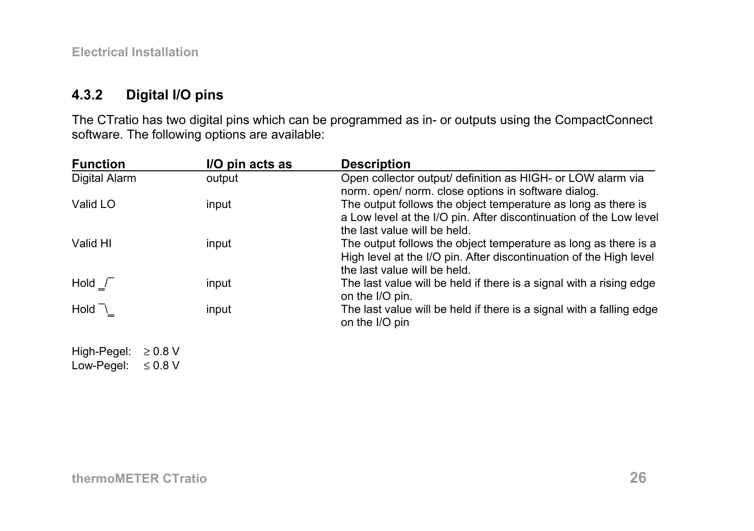### 4.3.2 Digital I/O pins

The CTratio has two digital pins which can be programmed as in- or outputs using the CompactConnect software. The following options are available:

| Function | I/O pin acts as | Description |
|---|---|---|
| Digital Alarm | output | Open collector output/ definition as HIGH- or LOW alarm via norm. open/ norm. close options in software dialog. |
| Valid LO | input | The output follows the object temperature as long as there is a Low level at the I/O pin. After discontinuation of the Low level the last value will be held. |
| Valid HI | input | The output follows the object temperature as long as there is a High level at the I/O pin. After discontinuation of the High level the last value will be held. |
| Hold _/‾ | input | The last value will be held if there is a signal with a rising edge on the I/O pin. |
| Hold ‾\_ | input | The last value will be held if there is a signal with a falling edge on the I/O pin |

High-Pegel: $\geq$ 0.8 V
Low-Pegel: $\leq$ 0.8 V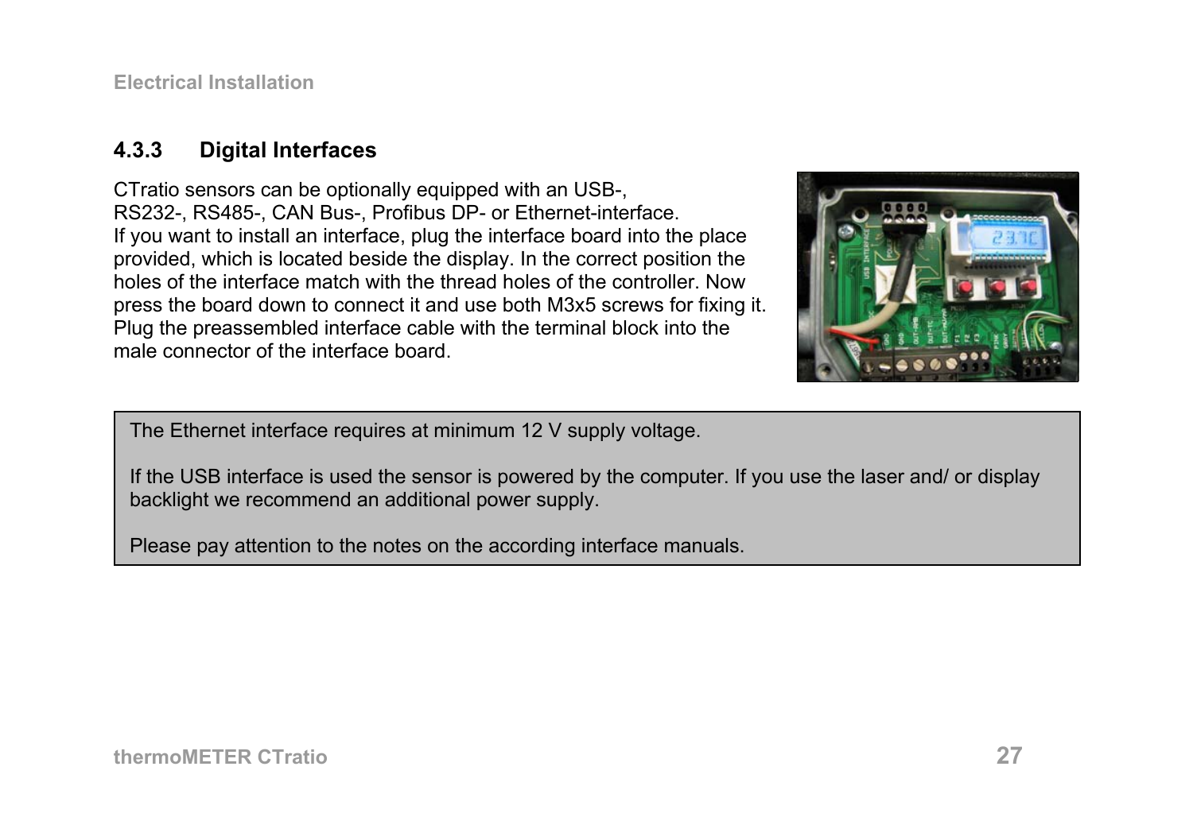### 4.3.3 Digital Interfaces

CTratio sensors can be optionally equipped with an USB-, RS232-, RS485-, CAN Bus-, Profibus DP- or Ethernet-interface.
If you want to install an interface, plug the interface board into the place provided, which is located beside the display. In the correct position the holes of the interface match with the thread holes of the controller. Now press the board down to connect it and use both M3x5 screws for fixing it.
Plug the preassembled interface cable with the terminal block into the male connector of the interface board.

> The Ethernet interface requires at minimum 12 V supply voltage.
>
> If the USB interface is used the sensor is powered by the computer. If you use the laser and/ or display backlight we recommend an additional power supply.
>
> Please pay attention to the notes on the according interface manuals.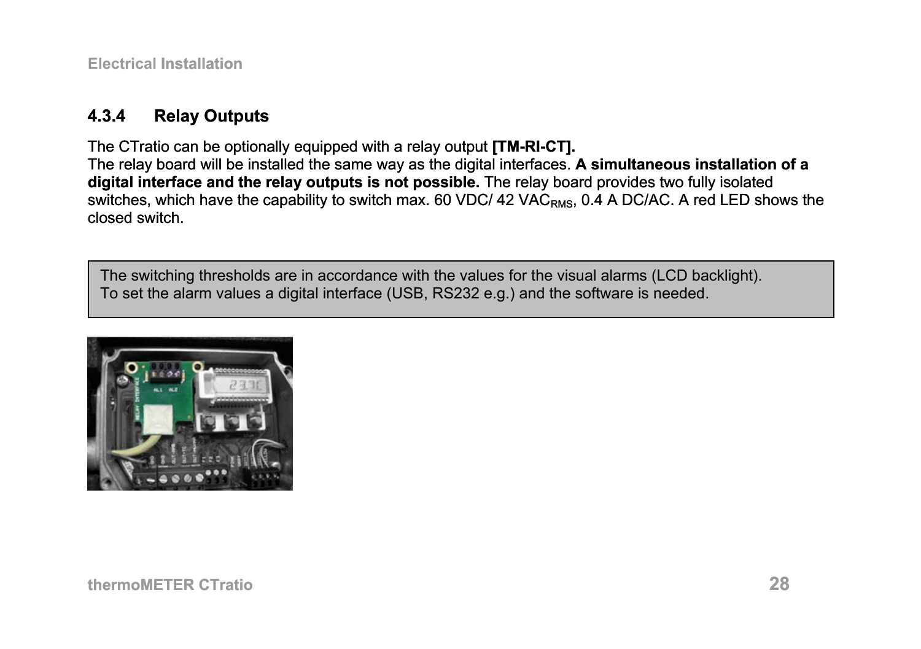### 4.3.4 Relay Outputs

The CTratio can be optionally equipped with a relay output **[TM-RI-CT].**
The relay board will be installed the same way as the digital interfaces. **A simultaneous installation of a digital interface and the relay outputs is not possible.** The relay board provides two fully isolated switches, which have the capability to switch max. 60 VDC/ 42 $VAC_{RMS}$, 0.4 A DC/AC. A red LED shows the closed switch.

> The switching thresholds are in accordance with the values for the visual alarms (LCD backlight).
> To set the alarm values a digital interface (USB, RS232 e.g.) and the software is needed.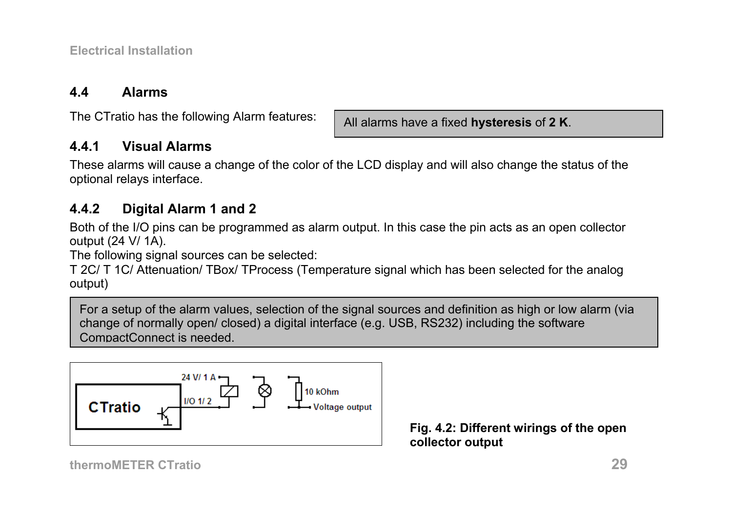## 4.4 Alarms

The CTratio has the following Alarm features:

All alarms have a fixed **hysteresis** of **2 K**.

### 4.4.1 Visual Alarms

These alarms will cause a change of the color of the LCD display and will also change the status of the optional relays interface.

### 4.4.2 Digital Alarm 1 and 2

Both of the I/O pins can be programmed as alarm output. In this case the pin acts as an open collector output (24 V/ 1A).
The following signal sources can be selected:
T 2C/ T 1C/ Attenuation/ TBox/ TProcess (Temperature signal which has been selected for the analog output)

For a setup of the alarm values, selection of the signal sources and definition as high or low alarm (via change of normally open/ closed) a digital interface (e.g. USB, RS232) including the software CompactConnect is needed.

CTratio I/O 1/ 2 24 V/ 1 A 10 kOhm Voltage output

**Fig. 4.2: Different wirings of the open collector output**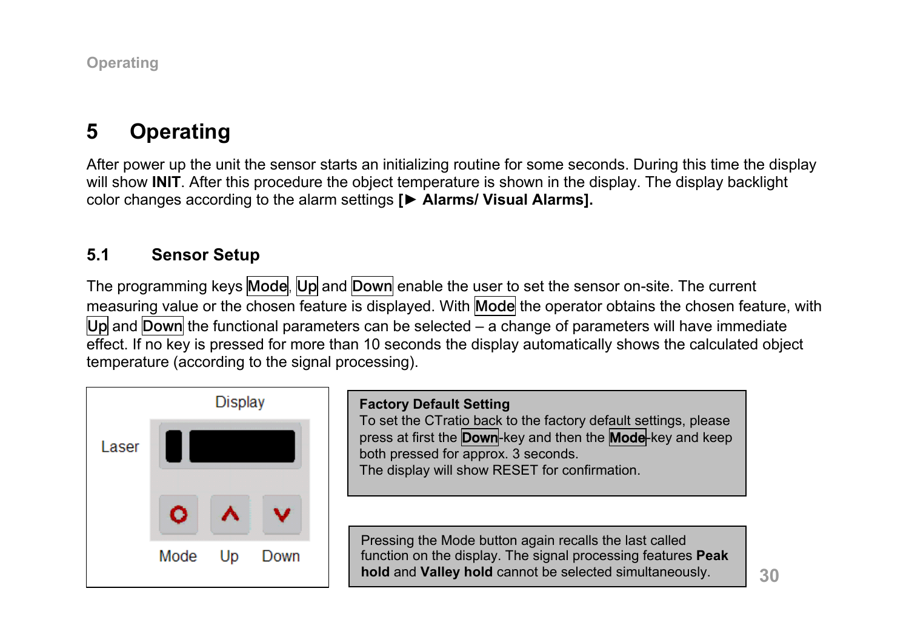# 5 Operating

After power up the unit the sensor starts an initializing routine for some seconds. During this time the display will show **INIT**. After this procedure the object temperature is shown in the display. The display backlight color changes according to the alarm settings **[► Alarms/ Visual Alarms].**

## 5.1 Sensor Setup

The programming keys Mode, Up and Down enable the user to set the sensor on-site. The current measuring value or the chosen feature is displayed. With Mode the operator obtains the chosen feature, with Up and Down the functional parameters can be selected – a change of parameters will have immediate effect. If no key is pressed for more than 10 seconds the display automatically shows the calculated object temperature (according to the signal processing).

Display

Laser

Mode Up Down

**Factory Default Setting**
To set the CTratio back to the factory default settings, please press at first the **Down**-key and then the **Mode**-key and keep both pressed for approx. 3 seconds.
The display will show RESET for confirmation.

Pressing the Mode button again recalls the last called function on the display. The signal processing features **Peak hold** and **Valley hold** cannot be selected simultaneously.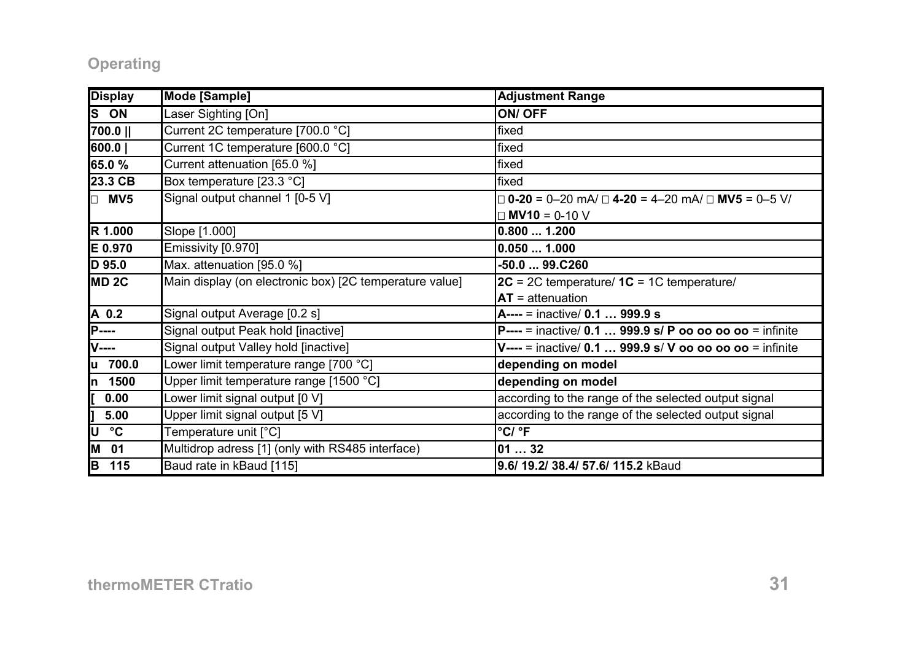## Operating

| Display | Mode [Sample] | Adjustment Range |
|---|---|---|
| **S ON** | Laser Sighting [On] | **ON/ OFF** |
| **700.0 \|\|** | Current 2C temperature [700.0 °C] | fixed |
| **600.0 \|** | Current 1C temperature [600.0 °C] | fixed |
| **65.0 %** | Current attenuation [65.0 %] | fixed |
| **23.3 CB** | Box temperature [23.3 °C] | fixed |
| □ **MV5** | Signal output channel 1 [0-5 V] | □ **0-20** = 0–20 mA/ □ **4-20** = 4–20 mA/ □ **MV5** = 0–5 V/ □ **MV10** = 0-10 V |
| **R 1.000** | Slope [1.000] | **0.800 ... 1.200** |
| **E 0.970** | Emissivity [0.970] | **0.050 ... 1.000** |
| **D 95.0** | Max. attenuation [95.0 %] | **-50.0 ... 99.C260** |
| **MD 2C** | Main display (on electronic box) [2C temperature value] | **2C** = 2C temperature/ **1C** = 1C temperature/ **AT** = attenuation |
| **A 0.2** | Signal output Average [0.2 s] | **A----** = inactive/ **0.1 … 999.9 s** |
| **P----** | Signal output Peak hold [inactive] | **P----** = inactive/ **0.1 … 999.9 s/ P oo oo oo oo** = infinite |
| **V----** | Signal output Valley hold [inactive] | **V----** = inactive/ **0.1 … 999.9 s**/ **V oo oo oo oo** = infinite |
| **u 700.0** | Lower limit temperature range [700 °C] | **depending on model** |
| **n 1500** | Upper limit temperature range [1500 °C] | **depending on model** |
| **[ 0.00** | Lower limit signal output [0 V] | according to the range of the selected output signal |
| **] 5.00** | Upper limit signal output [5 V] | according to the range of the selected output signal |
| **U °C** | Temperature unit [°C] | **°C/ °F** |
| **M 01** | Multidrop adress [1] (only with RS485 interface) | **01 … 32** |
| **B 115** | Baud rate in kBaud [115] | **9.6/ 19.2/ 38.4/ 57.6/ 115.2** kBaud |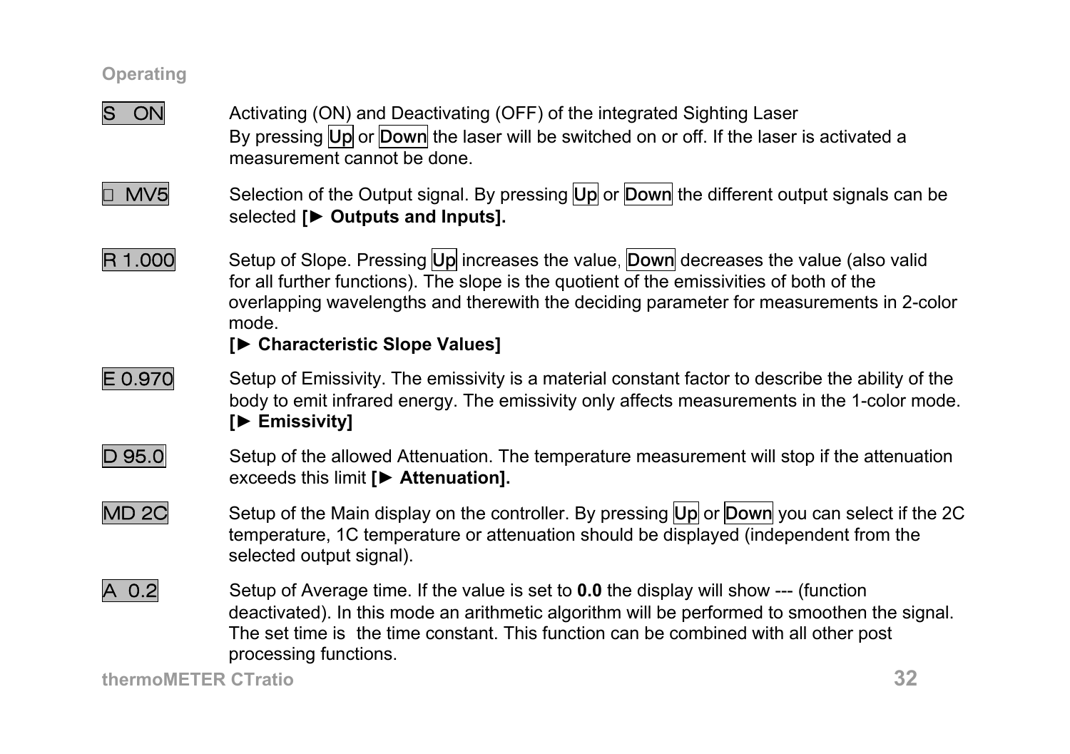Operating

| | |
|---|---|
| S ON | Activating (ON) and Deactivating (OFF) of the integrated Sighting Laser<br>By pressing Up or Down the laser will be switched on or off. If the laser is activated a measurement cannot be done. |
| □ MV5 | Selection of the Output signal. By pressing Up or Down the different output signals can be selected **[► Outputs and Inputs].** |
| R 1.000 | Setup of Slope. Pressing Up increases the value, Down decreases the value (also valid for all further functions). The slope is the quotient of the emissivities of both of the overlapping wavelengths and therewith the deciding parameter for measurements in 2-color mode.<br>**[► Characteristic Slope Values]** |
| E 0.970 | Setup of Emissivity. The emissivity is a material constant factor to describe the ability of the body to emit infrared energy. The emissivity only affects measurements in the 1-color mode.<br>**[► Emissivity]** |
| D 95.0 | Setup of the allowed Attenuation. The temperature measurement will stop if the attenuation exceeds this limit **[► Attenuation].** |
| MD 2C | Setup of the Main display on the controller. By pressing Up or Down you can select if the 2C temperature, 1C temperature or attenuation should be displayed (independent from the selected output signal). |
| A 0.2 | Setup of Average time. If the value is set to **0.0** the display will show --- (function deactivated). In this mode an arithmetic algorithm will be performed to smoothen the signal. The set time is the time constant. This function can be combined with all other post processing functions. |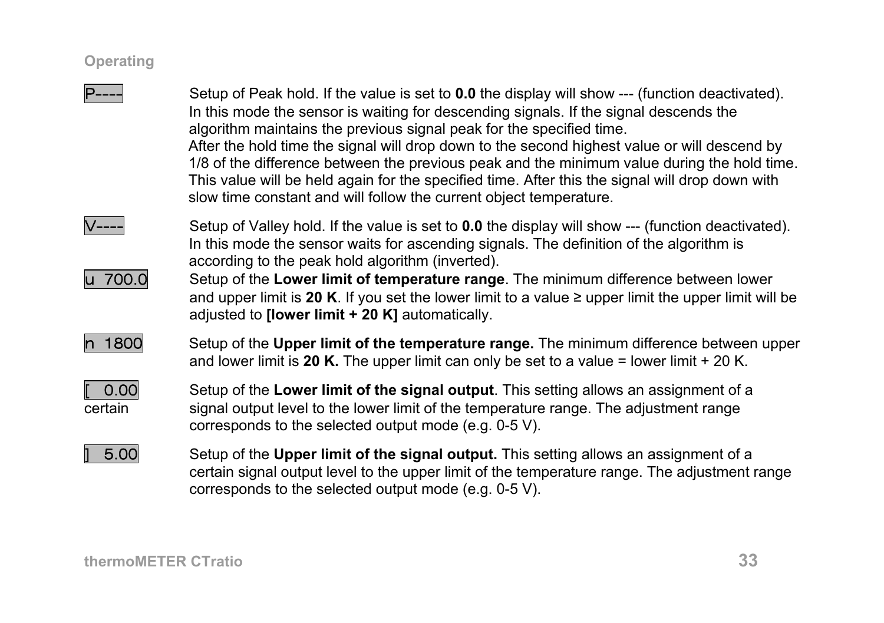| | |
|---|---|
| P---- | Setup of Peak hold. If the value is set to **0.0** the display will show --- (function deactivated). In this mode the sensor is waiting for descending signals. If the signal descends the algorithm maintains the previous signal peak for the specified time. After the hold time the signal will drop down to the second highest value or will descend by 1/8 of the difference between the previous peak and the minimum value during the hold time. This value will be held again for the specified time. After this the signal will drop down with slow time constant and will follow the current object temperature. |
| V---- | Setup of Valley hold. If the value is set to **0.0** the display will show --- (function deactivated). In this mode the sensor waits for ascending signals. The definition of the algorithm is according to the peak hold algorithm (inverted). |
| u 700.0 | Setup of the **Lower limit of temperature range**. The minimum difference between lower and upper limit is **20 K**. If you set the lower limit to a value ≥ upper limit the upper limit will be adjusted to **[lower limit + 20 K]** automatically. |
| n 1800 | Setup of the **Upper limit of the temperature range.** The minimum difference between upper and lower limit is **20 K.** The upper limit can only be set to a value = lower limit + 20 K. |
| [ 0.00 | Setup of the **Lower limit of the signal output**. This setting allows an assignment of a certain signal output level to the lower limit of the temperature range. The adjustment range corresponds to the selected output mode (e.g. 0-5 V). |
| ] 5.00 | Setup of the **Upper limit of the signal output.** This setting allows an assignment of a certain signal output level to the upper limit of the temperature range. The adjustment range corresponds to the selected output mode (e.g. 0-5 V). |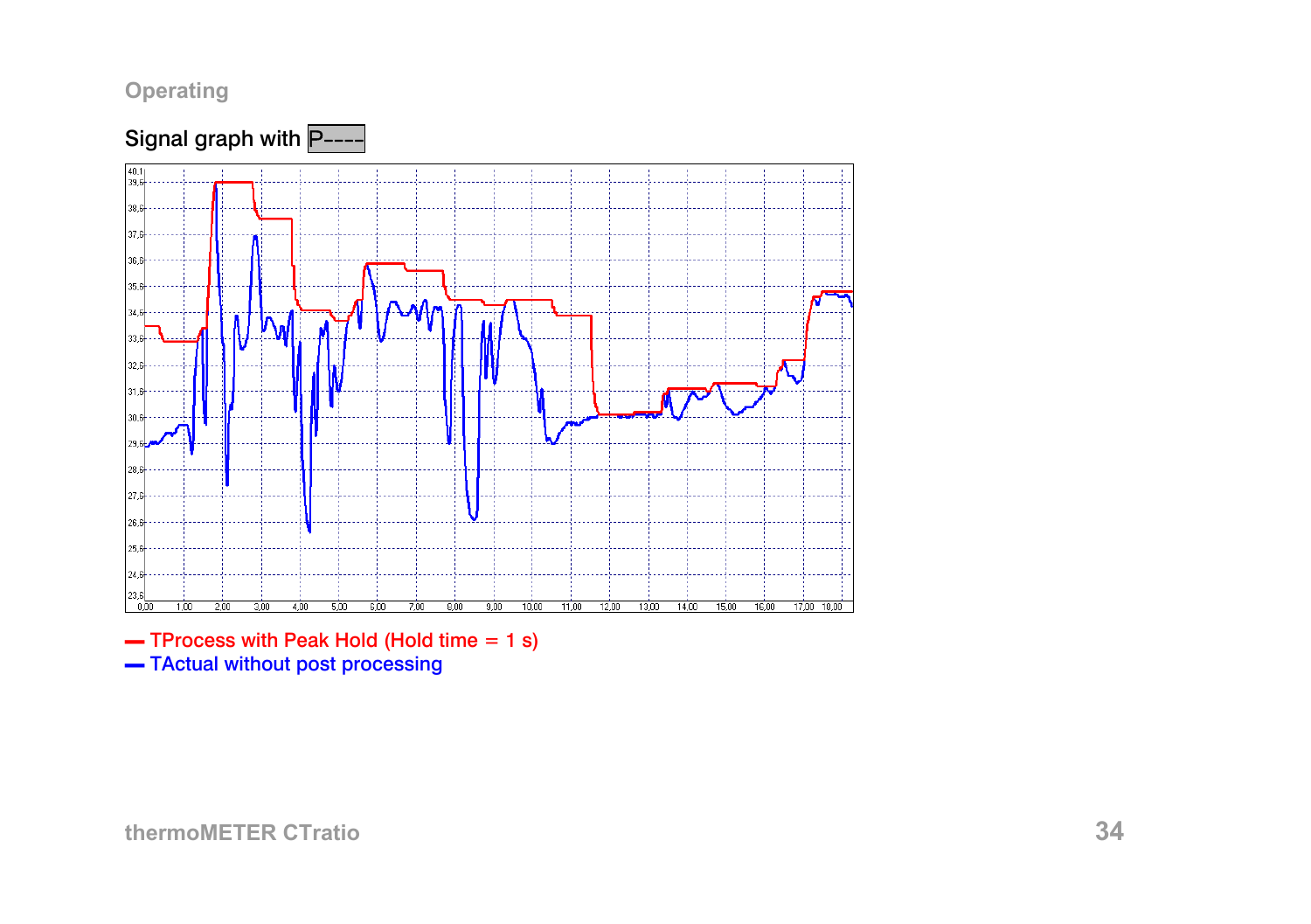## Signal graph with P----

— TProcess with Peak Hold (Hold time = 1 s)
— TActual without post processing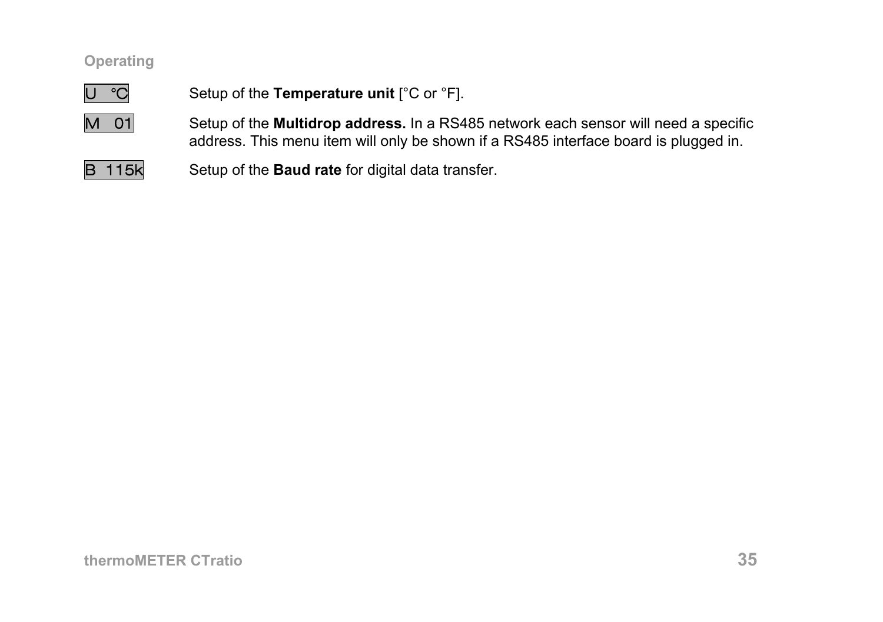| | |
|---|---|
| U °C | Setup of the **Temperature unit** [°C or °F]. |
| M 01 | Setup of the **Multidrop address.** In a RS485 network each sensor will need a specific address. This menu item will only be shown if a RS485 interface board is plugged in. |
| B 115k | Setup of the **Baud rate** for digital data transfer. |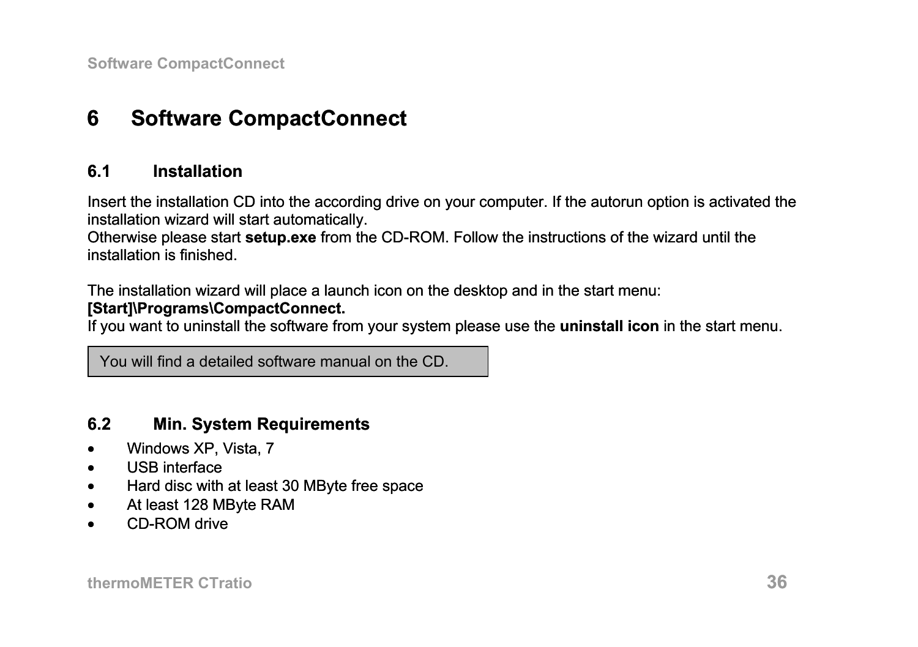# 6 Software CompactConnect

## 6.1 Installation

Insert the installation CD into the according drive on your computer. If the autorun option is activated the installation wizard will start automatically.
Otherwise please start **setup.exe** from the CD-ROM. Follow the instructions of the wizard until the installation is finished.

The installation wizard will place a launch icon on the desktop and in the start menu:
**[Start]\Programs\CompactConnect.**
If you want to uninstall the software from your system please use the **uninstall icon** in the start menu.

> You will find a detailed software manual on the CD.

## 6.2 Min. System Requirements

- Windows XP, Vista, 7
- USB interface
- Hard disc with at least 30 MByte free space
- At least 128 MByte RAM
- CD-ROM drive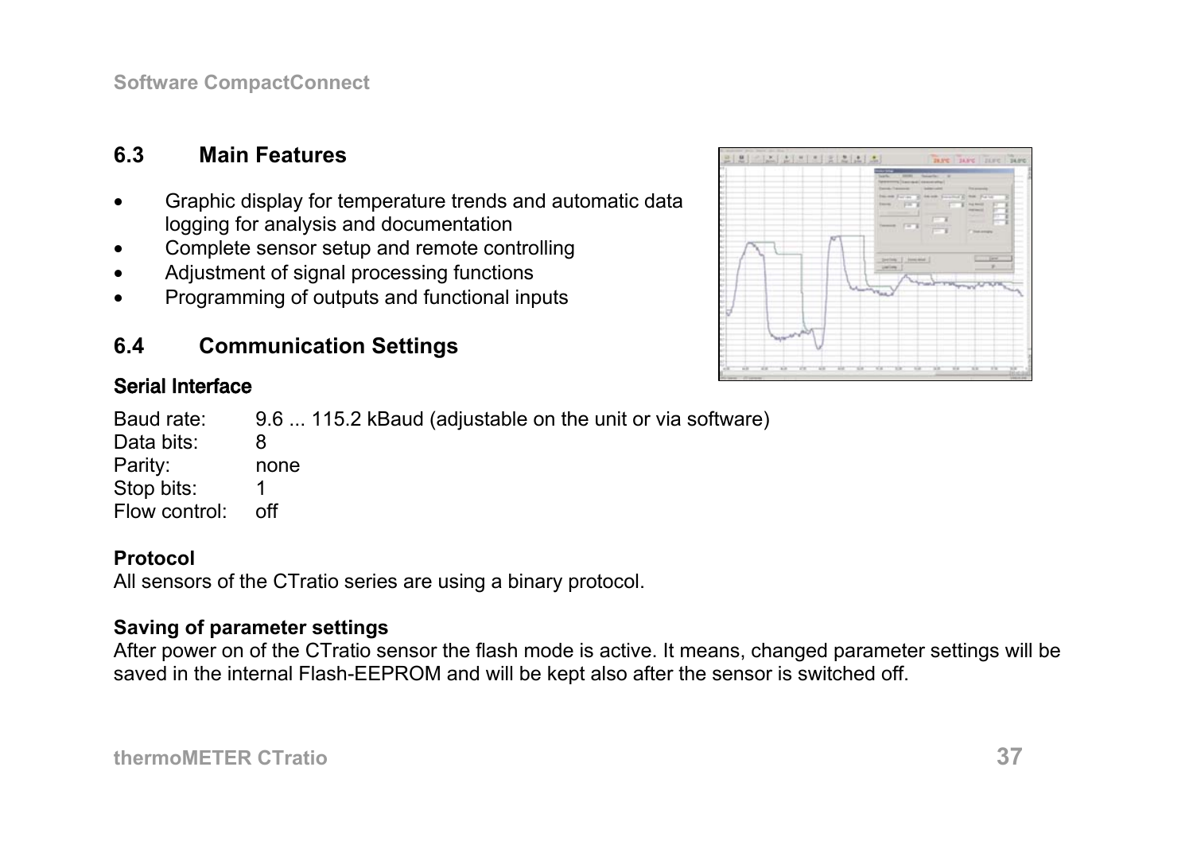## 6.3 Main Features

- Graphic display for temperature trends and automatic data logging for analysis and documentation
- Complete sensor setup and remote controlling
- Adjustment of signal processing functions
- Programming of outputs and functional inputs

## 6.4 Communication Settings

### Serial Interface

Baud rate: 9.6 ... 115.2 kBaud (adjustable on the unit or via software)
Data bits: 8
Parity: none
Stop bits: 1
Flow control: off

**Protocol**
All sensors of the CTratio series are using a binary protocol.

**Saving of parameter settings**
After power on of the CTratio sensor the flash mode is active. It means, changed parameter settings will be saved in the internal Flash-EEPROM and will be kept also after the sensor is switched off.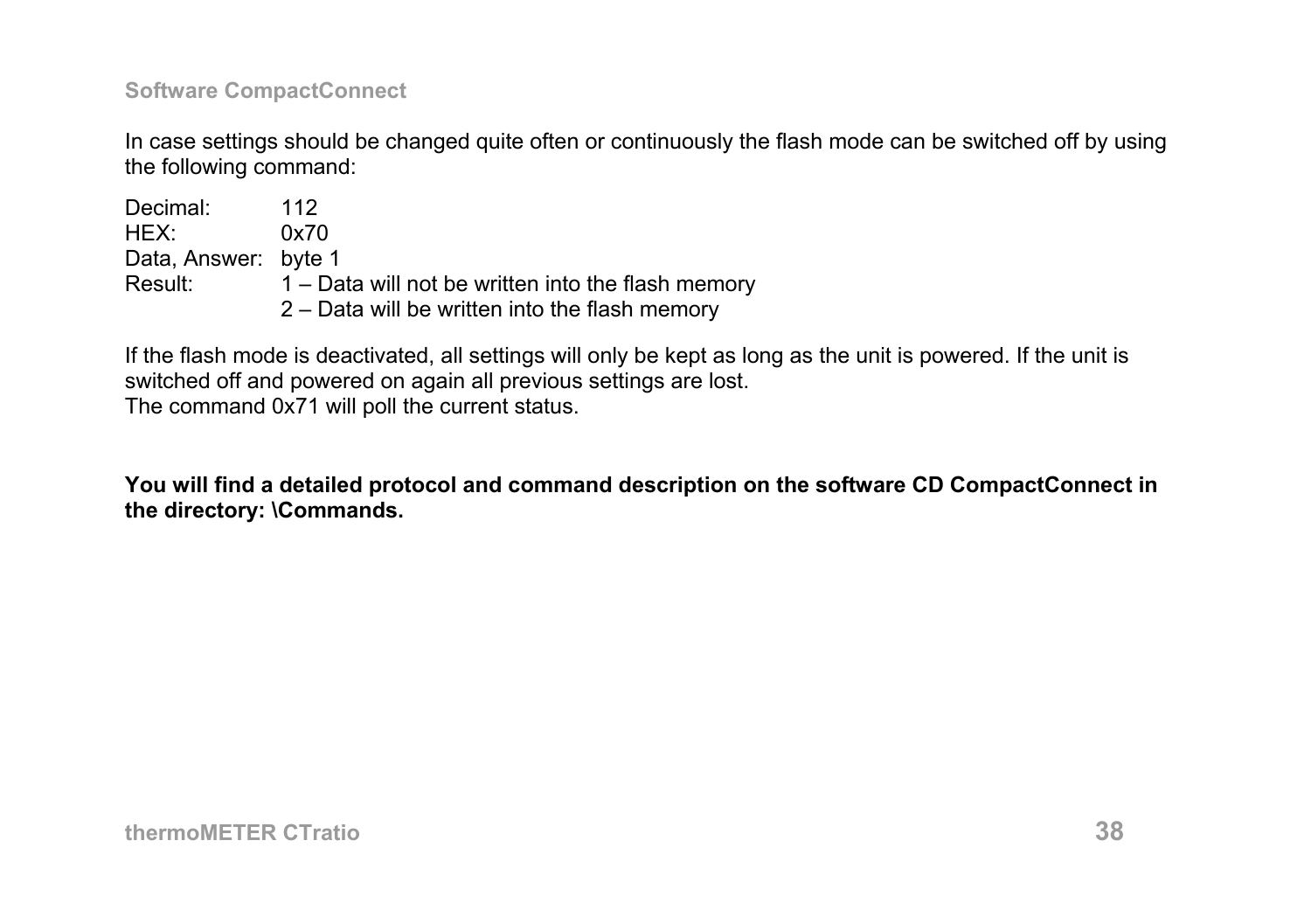In case settings should be changed quite often or continuously the flash mode can be switched off by using the following command:

Decimal: 112
HEX: 0x70
Data, Answer: byte 1
Result: 1 – Data will not be written into the flash memory
2 – Data will be written into the flash memory

If the flash mode is deactivated, all settings will only be kept as long as the unit is powered. If the unit is switched off and powered on again all previous settings are lost.
The command 0x71 will poll the current status.

**You will find a detailed protocol and command description on the software CD CompactConnect in the directory: \Commands.**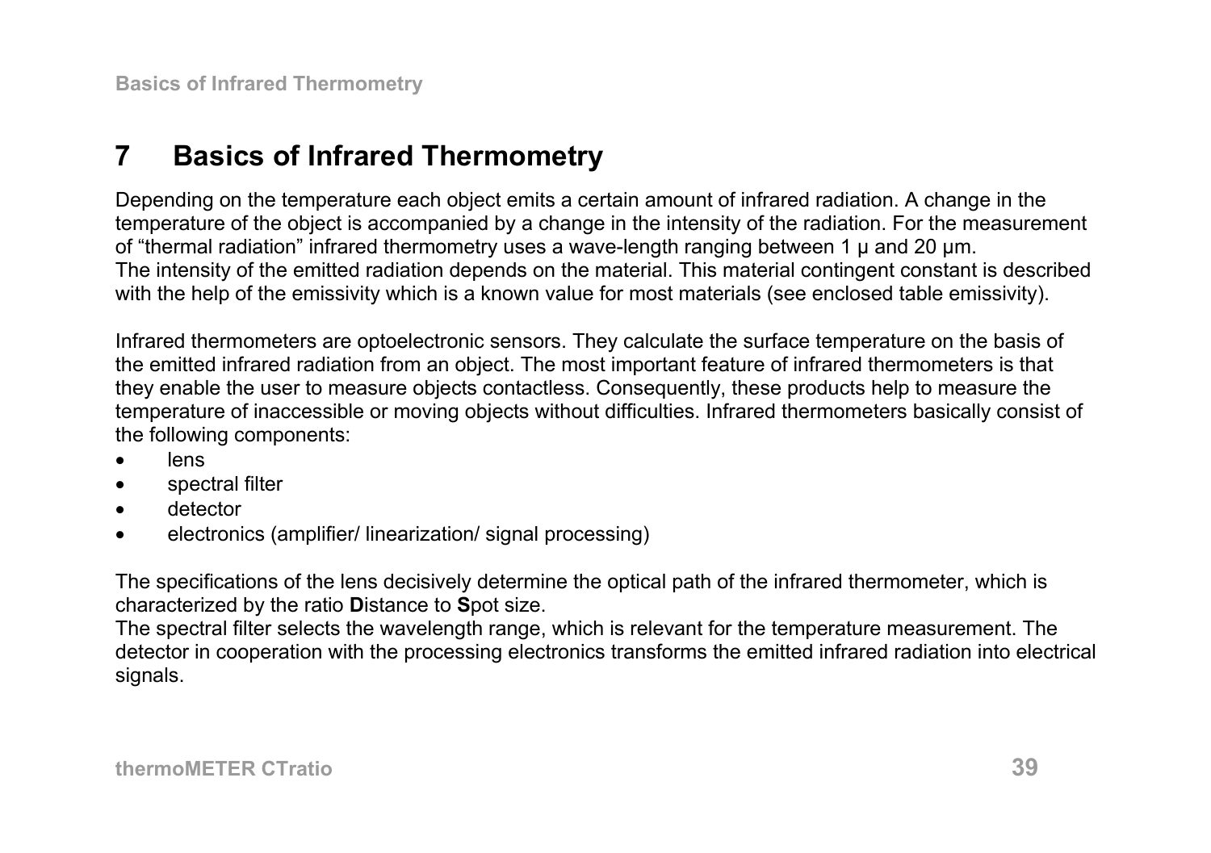# 7 Basics of Infrared Thermometry

Depending on the temperature each object emits a certain amount of infrared radiation. A change in the temperature of the object is accompanied by a change in the intensity of the radiation. For the measurement of “thermal radiation” infrared thermometry uses a wave-length ranging between 1 µ and 20 µm.
The intensity of the emitted radiation depends on the material. This material contingent constant is described with the help of the emissivity which is a known value for most materials (see enclosed table emissivity).

Infrared thermometers are optoelectronic sensors. They calculate the surface temperature on the basis of the emitted infrared radiation from an object. The most important feature of infrared thermometers is that they enable the user to measure objects contactless. Consequently, these products help to measure the temperature of inaccessible or moving objects without difficulties. Infrared thermometers basically consist of the following components:

- lens
- spectral filter
- detector
- electronics (amplifier/ linearization/ signal processing)

The specifications of the lens decisively determine the optical path of the infrared thermometer, which is characterized by the ratio **D**istance to **S**pot size.
The spectral filter selects the wavelength range, which is relevant for the temperature measurement. The detector in cooperation with the processing electronics transforms the emitted infrared radiation into electrical signals.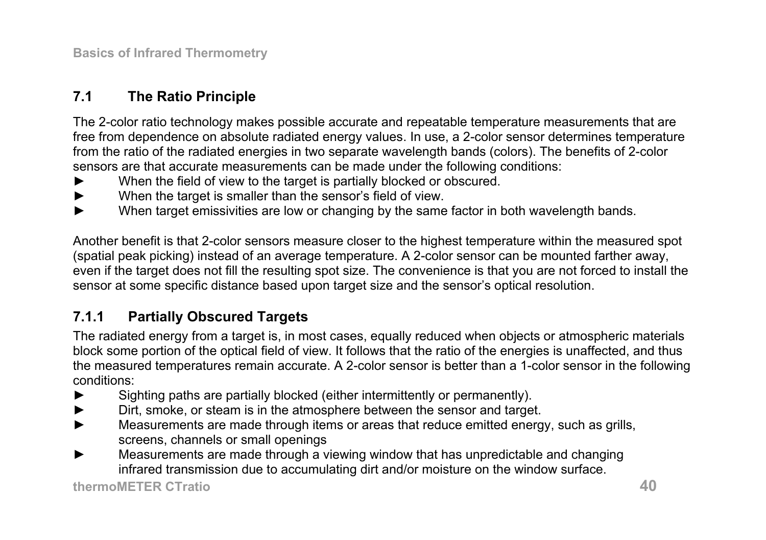## 7.1 The Ratio Principle

The 2-color ratio technology makes possible accurate and repeatable temperature measurements that are free from dependence on absolute radiated energy values. In use, a 2-color sensor determines temperature from the ratio of the radiated energies in two separate wavelength bands (colors). The benefits of 2-color sensors are that accurate measurements can be made under the following conditions:

- When the field of view to the target is partially blocked or obscured.
- When the target is smaller than the sensor's field of view.
- When target emissivities are low or changing by the same factor in both wavelength bands.

Another benefit is that 2-color sensors measure closer to the highest temperature within the measured spot (spatial peak picking) instead of an average temperature. A 2-color sensor can be mounted farther away, even if the target does not fill the resulting spot size. The convenience is that you are not forced to install the sensor at some specific distance based upon target size and the sensor's optical resolution.

### 7.1.1 Partially Obscured Targets

The radiated energy from a target is, in most cases, equally reduced when objects or atmospheric materials block some portion of the optical field of view. It follows that the ratio of the energies is unaffected, and thus the measured temperatures remain accurate. A 2-color sensor is better than a 1-color sensor in the following conditions:

- Sighting paths are partially blocked (either intermittently or permanently).
- Dirt, smoke, or steam is in the atmosphere between the sensor and target.
- Measurements are made through items or areas that reduce emitted energy, such as grills, screens, channels or small openings
- Measurements are made through a viewing window that has unpredictable and changing infrared transmission due to accumulating dirt and/or moisture on the window surface.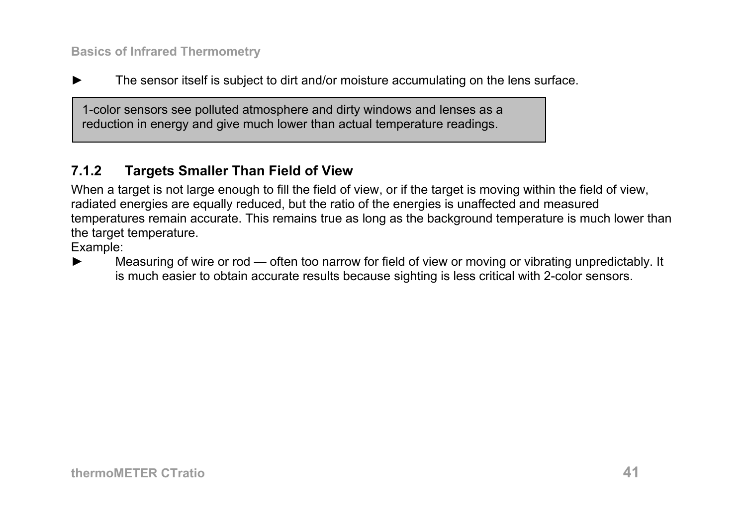- The sensor itself is subject to dirt and/or moisture accumulating on the lens surface.

> 1-color sensors see polluted atmosphere and dirty windows and lenses as a reduction in energy and give much lower than actual temperature readings.

### 7.1.2 Targets Smaller Than Field of View

When a target is not large enough to fill the field of view, or if the target is moving within the field of view, radiated energies are equally reduced, but the ratio of the energies is unaffected and measured temperatures remain accurate. This remains true as long as the background temperature is much lower than the target temperature.

Example:

- Measuring of wire or rod — often too narrow for field of view or moving or vibrating unpredictably. It is much easier to obtain accurate results because sighting is less critical with 2-color sensors.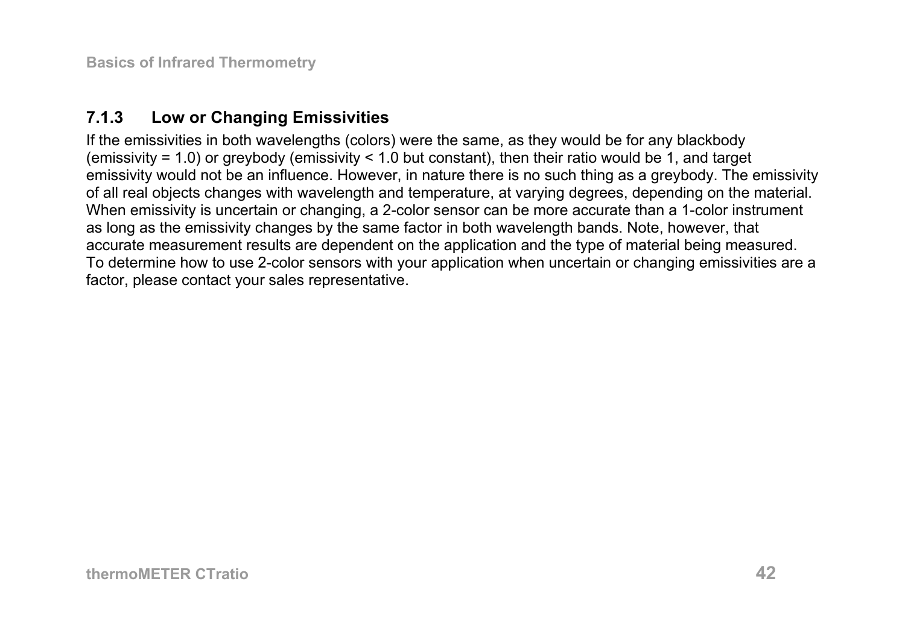### 7.1.3 Low or Changing Emissivities

If the emissivities in both wavelengths (colors) were the same, as they would be for any blackbody (emissivity = 1.0) or greybody (emissivity < 1.0 but constant), then their ratio would be 1, and target emissivity would not be an influence. However, in nature there is no such thing as a greybody. The emissivity of all real objects changes with wavelength and temperature, at varying degrees, depending on the material. When emissivity is uncertain or changing, a 2-color sensor can be more accurate than a 1-color instrument as long as the emissivity changes by the same factor in both wavelength bands. Note, however, that accurate measurement results are dependent on the application and the type of material being measured. To determine how to use 2-color sensors with your application when uncertain or changing emissivities are a factor, please contact your sales representative.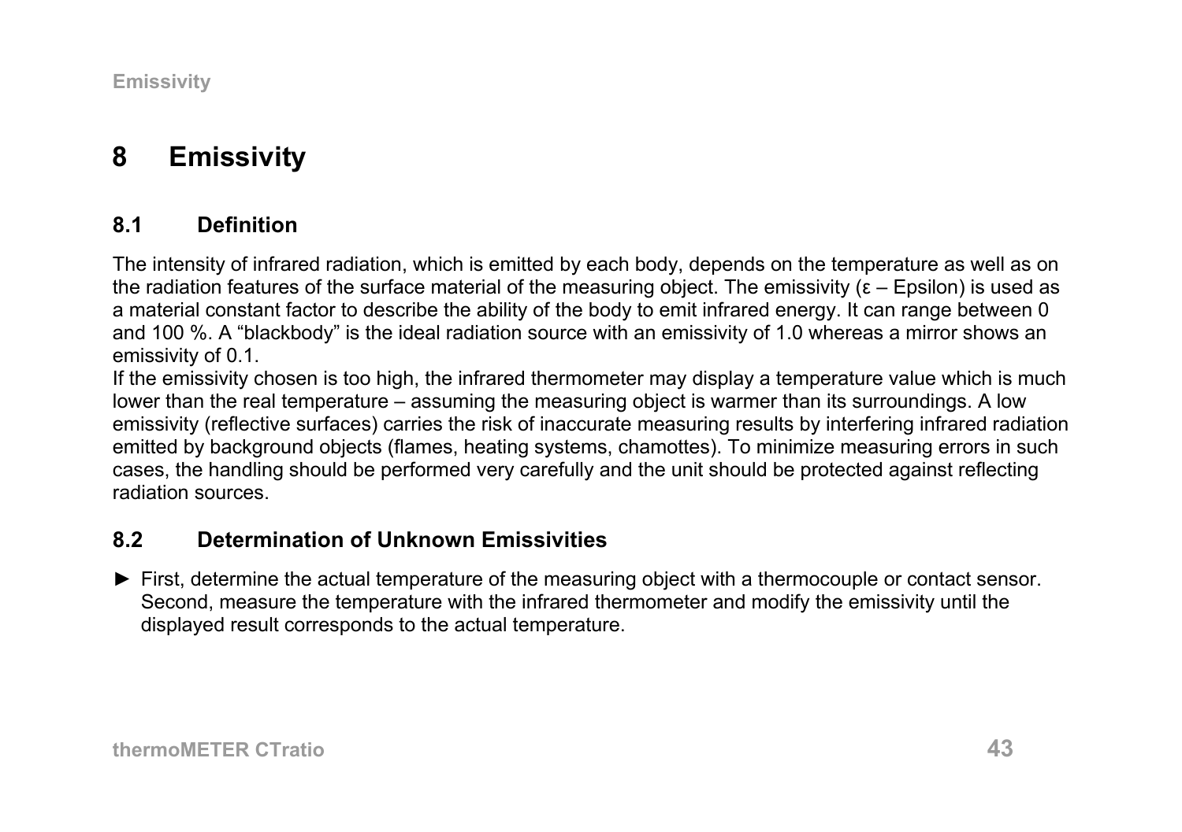# 8 Emissivity

## 8.1 Definition

The intensity of infrared radiation, which is emitted by each body, depends on the temperature as well as on the radiation features of the surface material of the measuring object. The emissivity (ε – Epsilon) is used as a material constant factor to describe the ability of the body to emit infrared energy. It can range between 0 and 100 %. A "blackbody" is the ideal radiation source with an emissivity of 1.0 whereas a mirror shows an emissivity of 0.1.
If the emissivity chosen is too high, the infrared thermometer may display a temperature value which is much lower than the real temperature – assuming the measuring object is warmer than its surroundings. A low emissivity (reflective surfaces) carries the risk of inaccurate measuring results by interfering infrared radiation emitted by background objects (flames, heating systems, chamottes). To minimize measuring errors in such cases, the handling should be performed very carefully and the unit should be protected against reflecting radiation sources.

## 8.2 Determination of Unknown Emissivities

► First, determine the actual temperature of the measuring object with a thermocouple or contact sensor. Second, measure the temperature with the infrared thermometer and modify the emissivity until the displayed result corresponds to the actual temperature.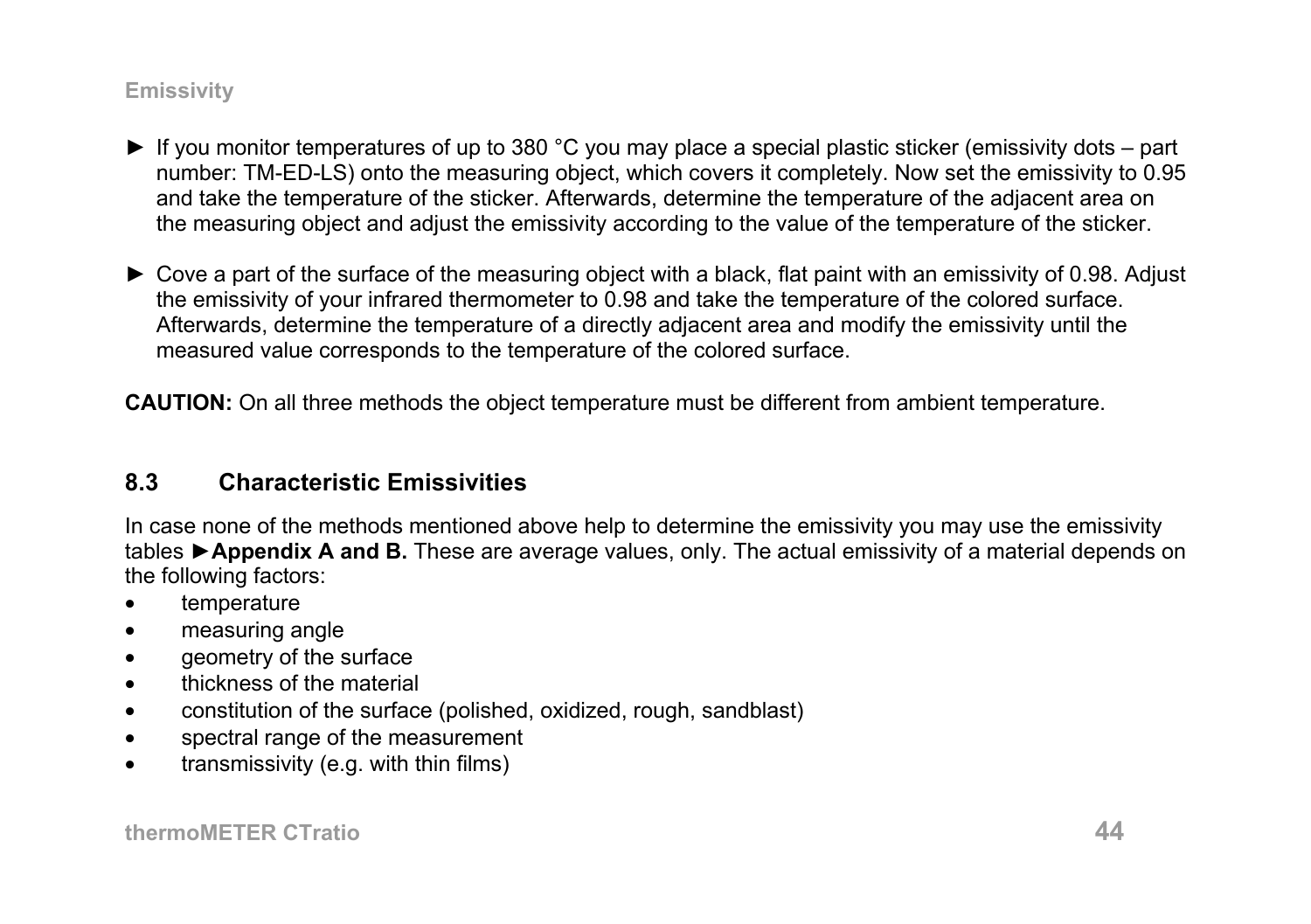► If you monitor temperatures of up to 380 °C you may place a special plastic sticker (emissivity dots – part number: TM-ED-LS) onto the measuring object, which covers it completely. Now set the emissivity to 0.95 and take the temperature of the sticker. Afterwards, determine the temperature of the adjacent area on the measuring object and adjust the emissivity according to the value of the temperature of the sticker.

► Cove a part of the surface of the measuring object with a black, flat paint with an emissivity of 0.98. Adjust the emissivity of your infrared thermometer to 0.98 and take the temperature of the colored surface. Afterwards, determine the temperature of a directly adjacent area and modify the emissivity until the measured value corresponds to the temperature of the colored surface.

**CAUTION:** On all three methods the object temperature must be different from ambient temperature.

## 8.3 Characteristic Emissivities

In case none of the methods mentioned above help to determine the emissivity you may use the emissivity tables **►Appendix A and B.** These are average values, only. The actual emissivity of a material depends on the following factors:

- temperature
- measuring angle
- geometry of the surface
- thickness of the material
- constitution of the surface (polished, oxidized, rough, sandblast)
- spectral range of the measurement
- transmissivity (e.g. with thin films)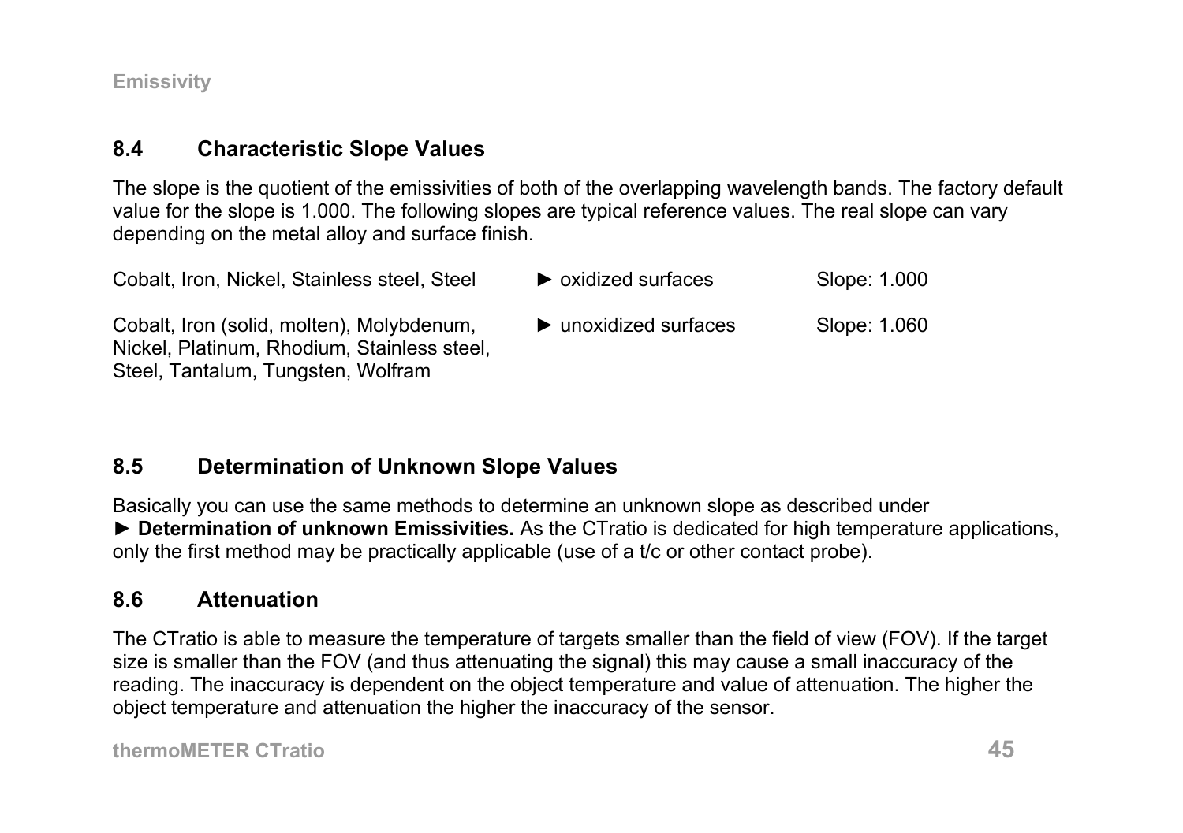## 8.4 Characteristic Slope Values

The slope is the quotient of the emissivities of both of the overlapping wavelength bands. The factory default value for the slope is 1.000. The following slopes are typical reference values. The real slope can vary depending on the metal alloy and surface finish.

| | | |
|---|---|---|
| Cobalt, Iron, Nickel, Stainless steel, Steel | ► oxidized surfaces | Slope: 1.000 |
| Cobalt, Iron (solid, molten), Molybdenum, Nickel, Platinum, Rhodium, Stainless steel, Steel, Tantalum, Tungsten, Wolfram | ► unoxidized surfaces | Slope: 1.060 |

## 8.5 Determination of Unknown Slope Values

Basically you can use the same methods to determine an unknown slope as described under
► **Determination of unknown Emissivities.** As the CTratio is dedicated for high temperature applications, only the first method may be practically applicable (use of a t/c or other contact probe).

## 8.6 Attenuation

The CTratio is able to measure the temperature of targets smaller than the field of view (FOV). If the target size is smaller than the FOV (and thus attenuating the signal) this may cause a small inaccuracy of the reading. The inaccuracy is dependent on the object temperature and value of attenuation. The higher the object temperature and attenuation the higher the inaccuracy of the sensor.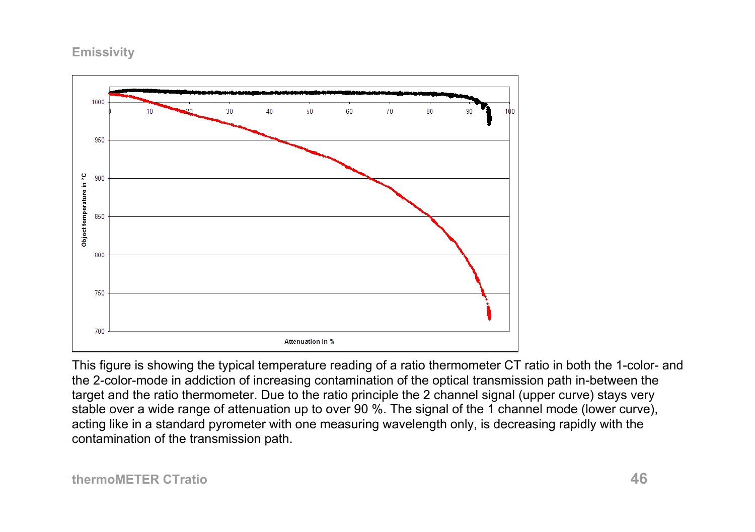## Emissivity

This figure is showing the typical temperature reading of a ratio thermometer CT ratio in both the 1-color- and the 2-color-mode in addiction of increasing contamination of the optical transmission path in-between the target and the ratio thermometer. Due to the ratio principle the 2 channel signal (upper curve) stays very stable over a wide range of attenuation up to over 90 %. The signal of the 1 channel mode (lower curve), acting like in a standard pyrometer with one measuring wavelength only, is decreasing rapidly with the contamination of the transmission path.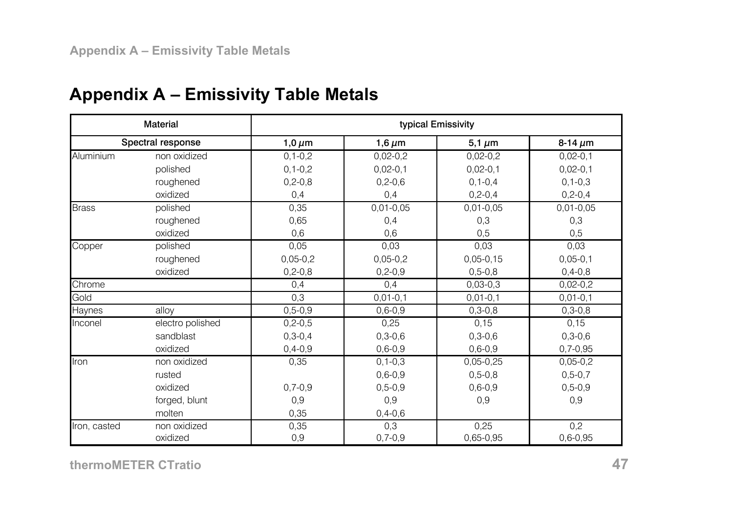## Appendix A – Emissivity Table Metals

| Material | | typical Emissivity | | | |
|---|---|---|---|---|---|
| Spectral response | | 1,0 µm | 1,6 µm | 5,1 µm | 8-14 µm |
| Aluminium | non oxidized | 0,1-0,2 | 0,02-0,2 | 0,02-0,2 | 0,02-0,1 |
| | polished | 0,1-0,2 | 0,02-0,1 | 0,02-0,1 | 0,02-0,1 |
| | roughened | 0,2-0,8 | 0,2-0,6 | 0,1-0,4 | 0,1-0,3 |
| | oxidized | 0,4 | 0,4 | 0,2-0,4 | 0,2-0,4 |
| Brass | polished | 0,35 | 0,01-0,05 | 0,01-0,05 | 0,01-0,05 |
| | roughened | 0,65 | 0,4 | 0,3 | 0,3 |
| | oxidized | 0,6 | 0,6 | 0,5 | 0,5 |
| Copper | polished | 0,05 | 0,03 | 0,03 | 0,03 |
| | roughened | 0,05-0,2 | 0,05-0,2 | 0,05-0,15 | 0,05-0,1 |
| | oxidized | 0,2-0,8 | 0,2-0,9 | 0,5-0,8 | 0,4-0,8 |
| Chrome | | 0,4 | 0,4 | 0,03-0,3 | 0,02-0,2 |
| Gold | | 0,3 | 0,01-0,1 | 0,01-0,1 | 0,01-0,1 |
| Haynes | alloy | 0,5-0,9 | 0,6-0,9 | 0,3-0,8 | 0,3-0,8 |
| Inconel | electro polished | 0,2-0,5 | 0,25 | 0,15 | 0,15 |
| | sandblast | 0,3-0,4 | 0,3-0,6 | 0,3-0,6 | 0,3-0,6 |
| | oxidized | 0,4-0,9 | 0,6-0,9 | 0,6-0,9 | 0,7-0,95 |
| Iron | non oxidized | 0,35 | 0,1-0,3 | 0,05-0,25 | 0,05-0,2 |
| | rusted | | 0,6-0,9 | 0,5-0,8 | 0,5-0,7 |
| | oxidized | 0,7-0,9 | 0,5-0,9 | 0,6-0,9 | 0,5-0,9 |
| | forged, blunt | 0,9 | 0,9 | 0,9 | 0,9 |
| | molten | 0,35 | 0,4-0,6 | | |
| Iron, casted | non oxidized | 0,35 | 0,3 | 0,25 | 0,2 |
| | oxidized | 0,9 | 0,7-0,9 | 0,65-0,95 | 0,6-0,95 |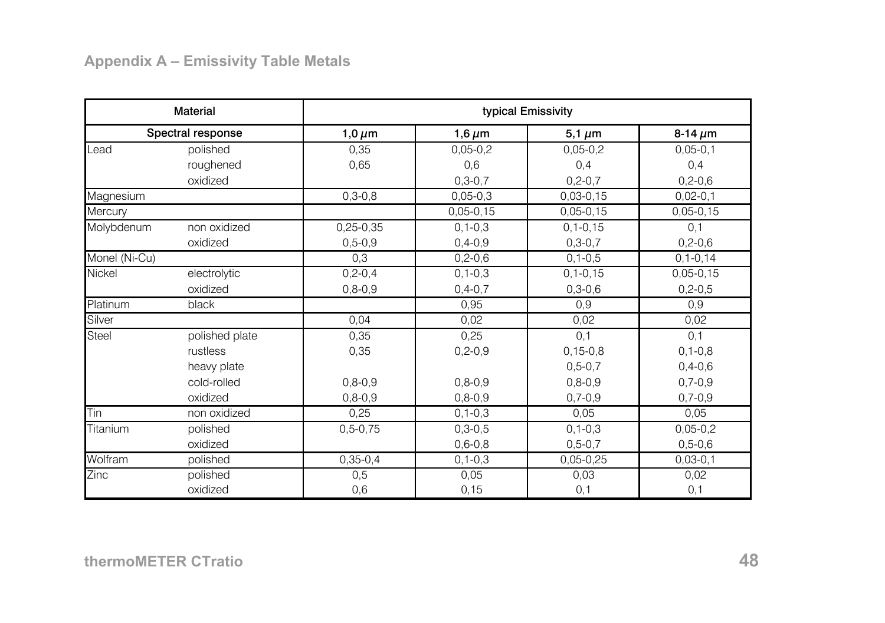## Appendix A – Emissivity Table Metals

| Material | | typical Emissivity | | | |
|---|---|---|---|---|---|
| Spectral response | | 1,0 µm | 1,6 µm | 5,1 µm | 8-14 µm |
| Lead | polished | 0,35 | 0,05-0,2 | 0,05-0,2 | 0,05-0,1 |
| | roughened | 0,65 | 0,6 | 0,4 | 0,4 |
| | oxidized | | 0,3-0,7 | 0,2-0,7 | 0,2-0,6 |
| Magnesium | | 0,3-0,8 | 0,05-0,3 | 0,03-0,15 | 0,02-0,1 |
| Mercury | | | 0,05-0,15 | 0,05-0,15 | 0,05-0,15 |
| Molybdenum | non oxidized | 0,25-0,35 | 0,1-0,3 | 0,1-0,15 | 0,1 |
| | oxidized | 0,5-0,9 | 0,4-0,9 | 0,3-0,7 | 0,2-0,6 |
| Monel (Ni-Cu) | | 0,3 | 0,2-0,6 | 0,1-0,5 | 0,1-0,14 |
| Nickel | electrolytic | 0,2-0,4 | 0,1-0,3 | 0,1-0,15 | 0,05-0,15 |
| | oxidized | 0,8-0,9 | 0,4-0,7 | 0,3-0,6 | 0,2-0,5 |
| Platinum | black | | 0,95 | 0,9 | 0,9 |
| Silver | | 0,04 | 0,02 | 0,02 | 0,02 |
| Steel | polished plate | 0,35 | 0,25 | 0,1 | 0,1 |
| | rustless | 0,35 | 0,2-0,9 | 0,15-0,8 | 0,1-0,8 |
| | heavy plate | | | 0,5-0,7 | 0,4-0,6 |
| | cold-rolled | 0,8-0,9 | 0,8-0,9 | 0,8-0,9 | 0,7-0,9 |
| | oxidized | 0,8-0,9 | 0,8-0,9 | 0,7-0,9 | 0,7-0,9 |
| Tin | non oxidized | 0,25 | 0,1-0,3 | 0,05 | 0,05 |
| Titanium | polished | 0,5-0,75 | 0,3-0,5 | 0,1-0,3 | 0,05-0,2 |
| | oxidized | | 0,6-0,8 | 0,5-0,7 | 0,5-0,6 |
| Wolfram | polished | 0,35-0,4 | 0,1-0,3 | 0,05-0,25 | 0,03-0,1 |
| Zinc | polished | 0,5 | 0,05 | 0,03 | 0,02 |
| | oxidized | 0,6 | 0,15 | 0,1 | 0,1 |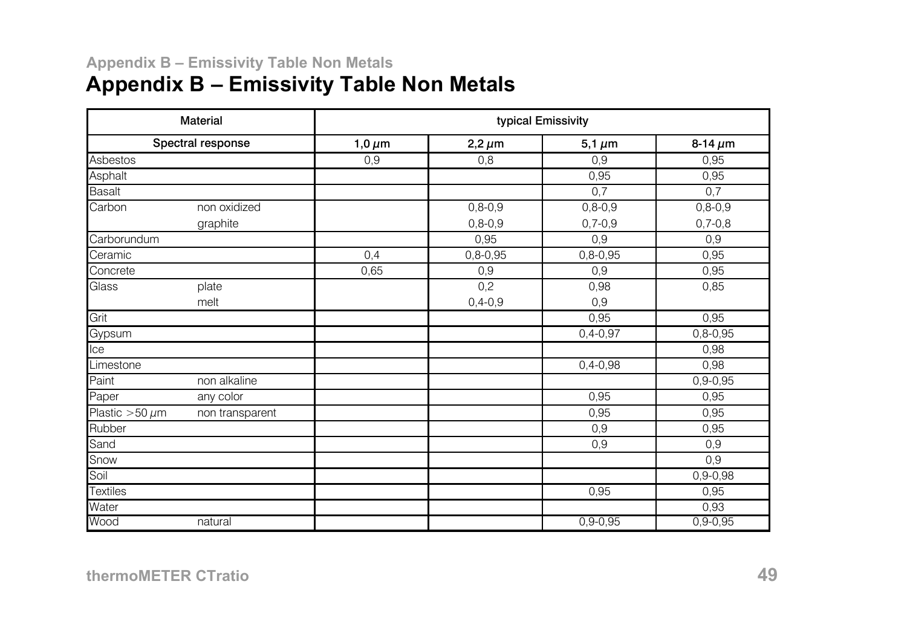# Appendix B – Emissivity Table Non Metals

| Material | | typical Emissivity | | | |
|---|---|---|---|---|---|
| Spectral response | | 1,0 µm | 2,2 µm | 5,1 µm | 8-14 µm |
| Asbestos | | 0,9 | 0,8 | 0,9 | 0,95 |
| Asphalt | | | | 0,95 | 0,95 |
| Basalt | | | | 0,7 | 0,7 |
| Carbon | non oxidized | | 0,8-0,9 | 0,8-0,9 | 0,8-0,9 |
| | graphite | | 0,8-0,9 | 0,7-0,9 | 0,7-0,8 |
| Carborundum | | | 0,95 | 0,9 | 0,9 |
| Ceramic | | 0,4 | 0,8-0,95 | 0,8-0,95 | 0,95 |
| Concrete | | 0,65 | 0,9 | 0,9 | 0,95 |
| Glass | plate | | 0,2 | 0,98 | 0,85 |
| | melt | | 0,4-0,9 | 0,9 | |
| Grit | | | | 0,95 | 0,95 |
| Gypsum | | | | 0,4-0,97 | 0,8-0,95 |
| Ice | | | | | 0,98 |
| Limestone | | | | 0,4-0,98 | 0,98 |
| Paint | non alkaline | | | | 0,9-0,95 |
| Paper | any color | | | 0,95 | 0,95 |
| Plastic >50 µm | non transparent | | | 0,95 | 0,95 |
| Rubber | | | | 0,9 | 0,95 |
| Sand | | | | 0,9 | 0,9 |
| Snow | | | | | 0,9 |
| Soil | | | | | 0,9-0,98 |
| Textiles | | | | 0,95 | 0,95 |
| Water | | | | | 0,93 |
| Wood | natural | | | 0,9-0,95 | 0,9-0,95 |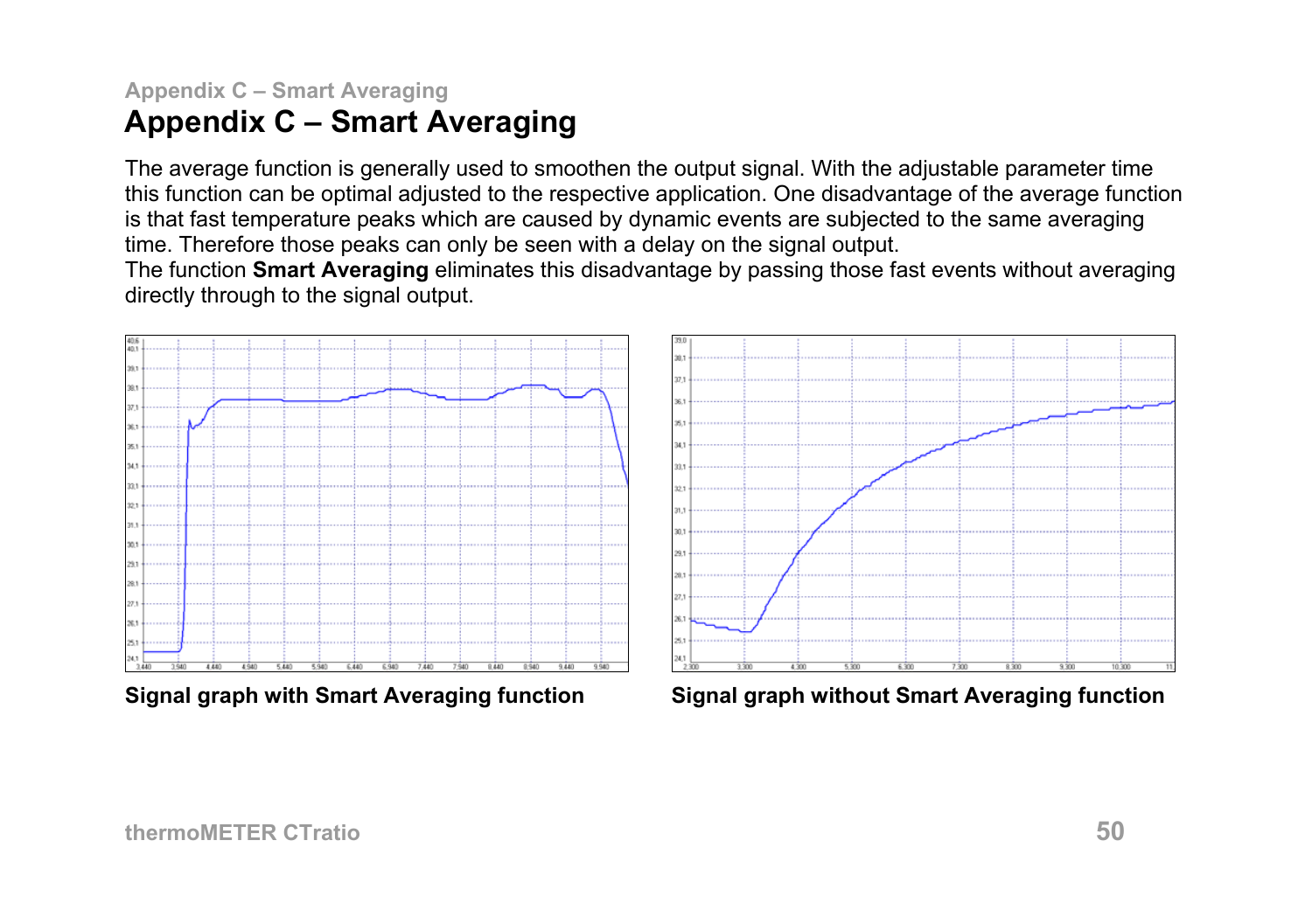# Appendix C – Smart Averaging

The average function is generally used to smoothen the output signal. With the adjustable parameter time this function can be optimal adjusted to the respective application. One disadvantage of the average function is that fast temperature peaks which are caused by dynamic events are subjected to the same averaging time. Therefore those peaks can only be seen with a delay on the signal output.
The function **Smart Averaging** eliminates this disadvantage by passing those fast events without averaging directly through to the signal output.

**Signal graph with Smart Averaging function**

**Signal graph without Smart Averaging function**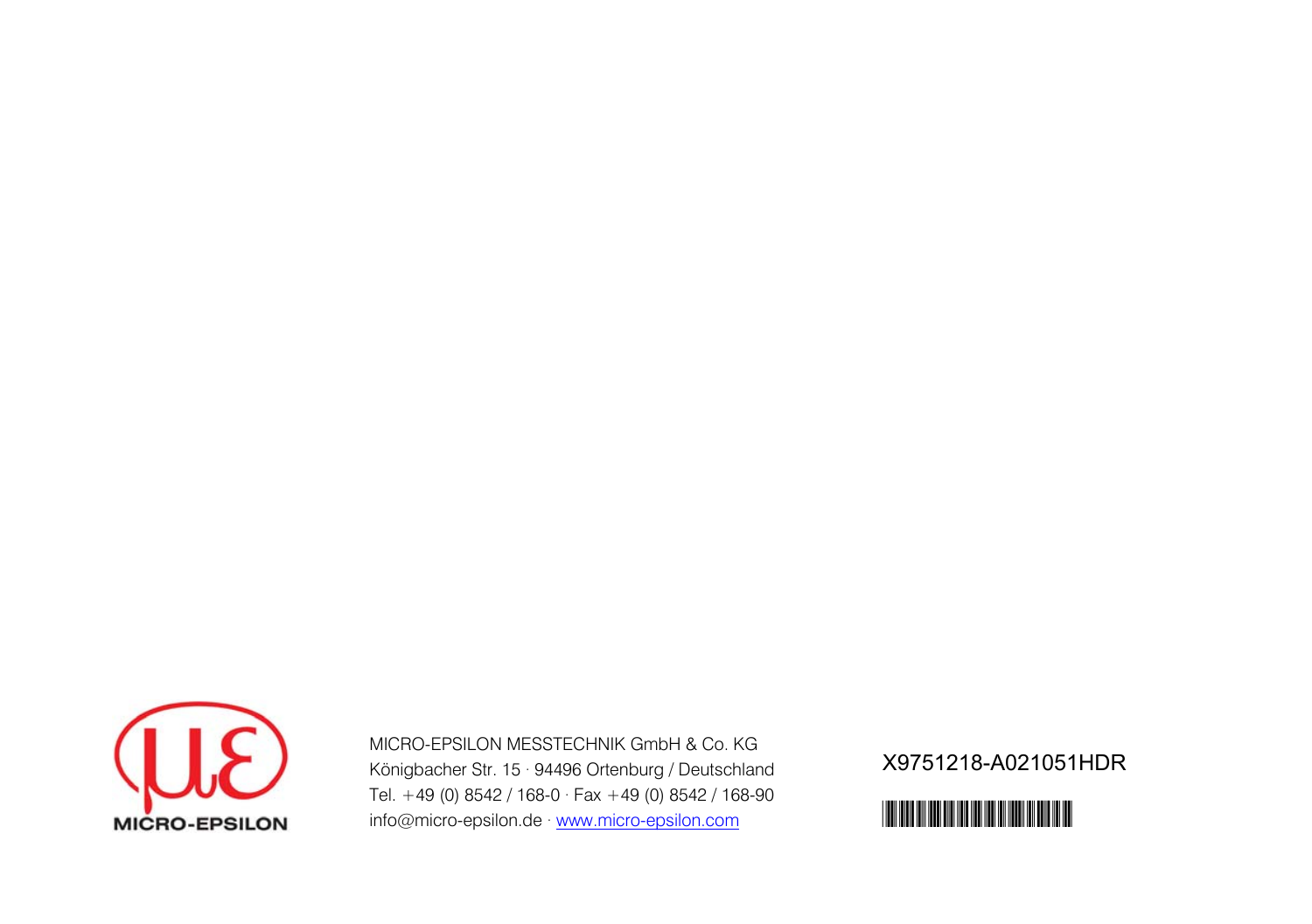MICRO-EPSILON

MICRO-EPSILON MESSTECHNIK GmbH & Co. KG
Königbacher Str. 15 · 94496 Ortenburg / Deutschland
Tel. +49 (0) 8542 / 168-0 · Fax +49 (0) 8542 / 168-90
info@micro-epsilon.de · www.micro-epsilon.com

X9751218-A021051HDR